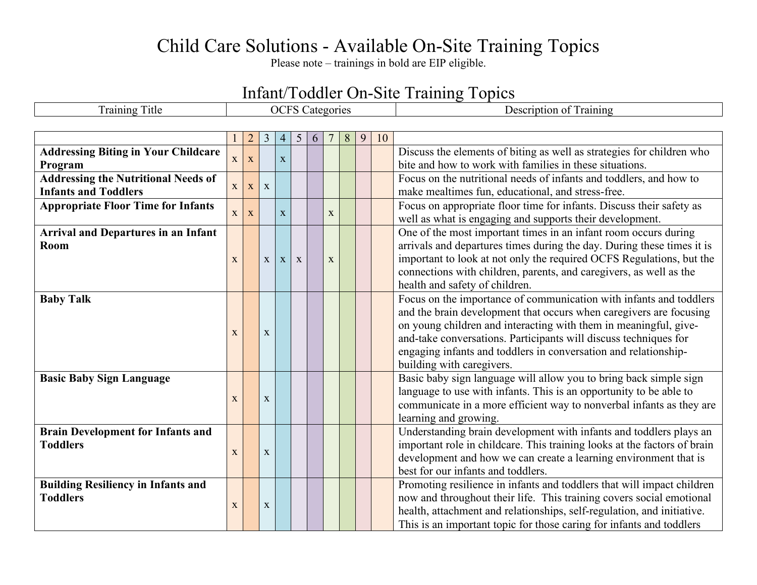# Child Care Solutions - Available On-Site Training Topics

Please note – trainings in bold are EIP eligible.

## Infant/Toddler On-Site Training Topics

| Training Title | OCFS Categories | | | | | | | | | | Description of Training |
|---|---|---|---|---|---|---|---|---|---|---|---|
| | 1 | 2 | 3 | 4 | 5 | 6 | 7 | 8 | 9 | 10 | |
| **Addressing Biting in Your Childcare Program** | x | x | | x | | | | | | | Discuss the elements of biting as well as strategies for children who bite and how to work with families in these situations. |
| **Addressing the Nutritional Needs of Infants and Toddlers** | x | x | x | | | | | | | | Focus on the nutritional needs of infants and toddlers, and how to make mealtimes fun, educational, and stress-free. |
| **Appropriate Floor Time for Infants** | x | x | | x | | | x | | | | Focus on appropriate floor time for infants. Discuss their safety as well as what is engaging and supports their development. |
| **Arrival and Departures in an Infant Room** | x | | x | x | x | | x | | | | One of the most important times in an infant room occurs during arrivals and departures times during the day. During these times it is important to look at not only the required OCFS Regulations, but the connections with children, parents, and caregivers, as well as the health and safety of children. |
| **Baby Talk** | x | | x | | | | | | | | Focus on the importance of communication with infants and toddlers and the brain development that occurs when caregivers are focusing on young children and interacting with them in meaningful, give-and-take conversations. Participants will discuss techniques for engaging infants and toddlers in conversation and relationship-building with caregivers. |
| **Basic Baby Sign Language** | x | | x | | | | | | | | Basic baby sign language will allow you to bring back simple sign language to use with infants. This is an opportunity to be able to communicate in a more efficient way to nonverbal infants as they are learning and growing. |
| **Brain Development for Infants and Toddlers** | x | | x | | | | | | | | Understanding brain development with infants and toddlers plays an important role in childcare. This training looks at the factors of brain development and how we can create a learning environment that is best for our infants and toddlers. |
| **Building Resiliency in Infants and Toddlers** | x | | x | | | | | | | | Promoting resilience in infants and toddlers that will impact children now and throughout their life. This training covers social emotional health, attachment and relationships, self-regulation, and initiative. This is an important topic for those caring for infants and toddlers |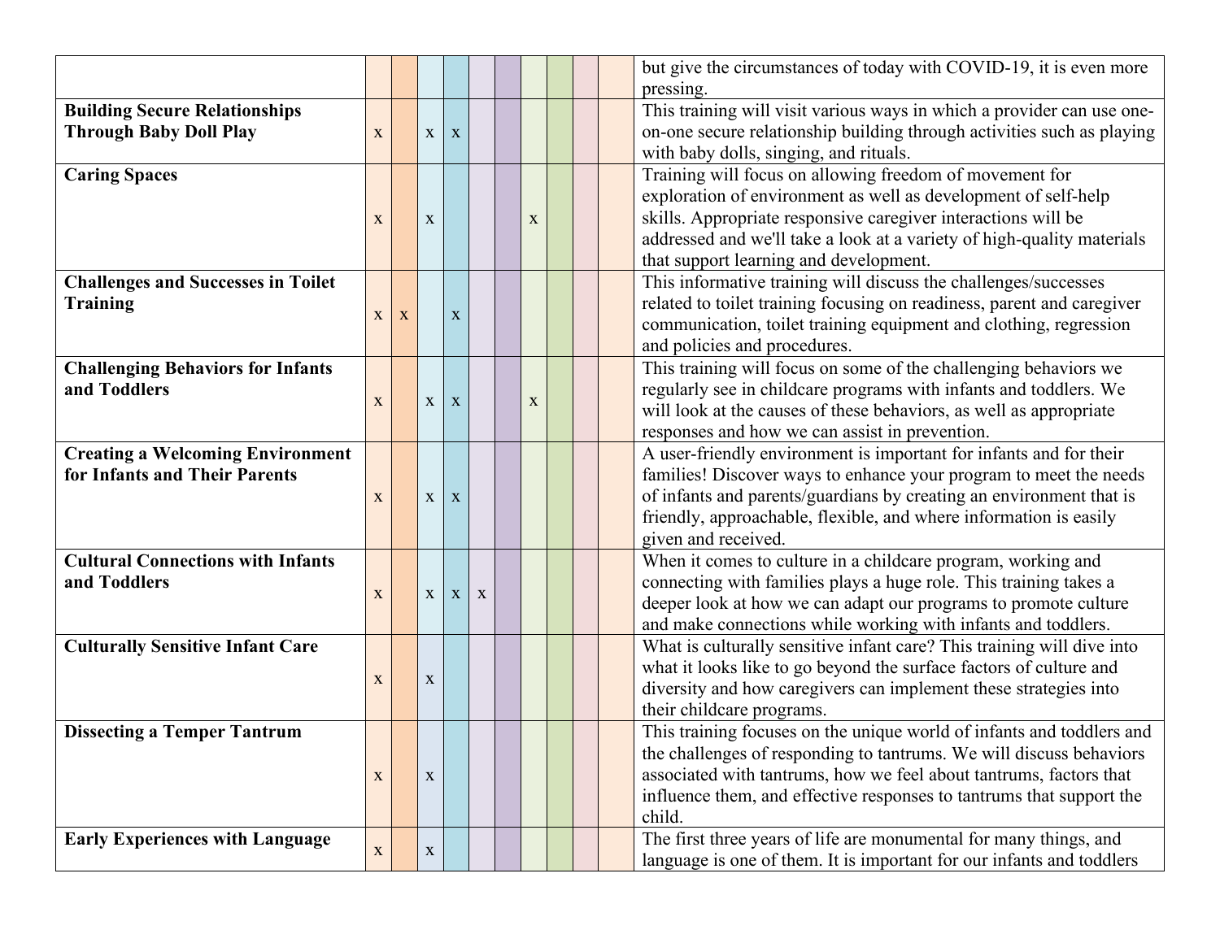| | | | | | | | | | | | |
|---|---|---|---|---|---|---|---|---|---|---|---|
| | | | | | | | | | | | but give the circumstances of today with COVID-19, it is even more pressing. |
| **Building Secure Relationships Through Baby Doll Play** | x | | x | x | | | | | | | This training will visit various ways in which a provider can use one-on-one secure relationship building through activities such as playing with baby dolls, singing, and rituals. |
| **Caring Spaces** | x | | x | | | | x | | | | Training will focus on allowing freedom of movement for exploration of environment as well as development of self-help skills. Appropriate responsive caregiver interactions will be addressed and we'll take a look at a variety of high-quality materials that support learning and development. |
| **Challenges and Successes in Toilet Training** | x | x | | x | | | | | | | This informative training will discuss the challenges/successes related to toilet training focusing on readiness, parent and caregiver communication, toilet training equipment and clothing, regression and policies and procedures. |
| **Challenging Behaviors for Infants and Toddlers** | x | | x | x | | | x | | | | This training will focus on some of the challenging behaviors we regularly see in childcare programs with infants and toddlers. We will look at the causes of these behaviors, as well as appropriate responses and how we can assist in prevention. |
| **Creating a Welcoming Environment for Infants and Their Parents** | x | | x | x | | | | | | | A user-friendly environment is important for infants and for their families! Discover ways to enhance your program to meet the needs of infants and parents/guardians by creating an environment that is friendly, approachable, flexible, and where information is easily given and received. |
| **Cultural Connections with Infants and Toddlers** | x | | x | x | x | | | | | | When it comes to culture in a childcare program, working and connecting with families plays a huge role. This training takes a deeper look at how we can adapt our programs to promote culture and make connections while working with infants and toddlers. |
| **Culturally Sensitive Infant Care** | x | | x | | | | | | | | What is culturally sensitive infant care? This training will dive into what it looks like to go beyond the surface factors of culture and diversity and how caregivers can implement these strategies into their childcare programs. |
| **Dissecting a Temper Tantrum** | x | | x | | | | | | | | This training focuses on the unique world of infants and toddlers and the challenges of responding to tantrums. We will discuss behaviors associated with tantrums, how we feel about tantrums, factors that influence them, and effective responses to tantrums that support the child. |
| **Early Experiences with Language** | x | | x | | | | | | | | The first three years of life are monumental for many things, and language is one of them. It is important for our infants and toddlers |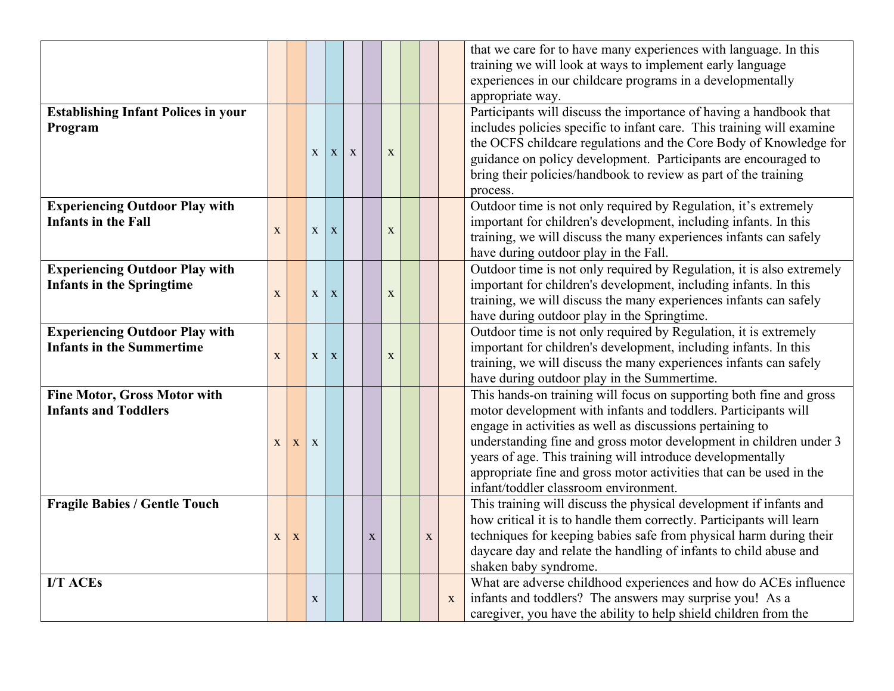| | | | | | | | | | | | |
|---|---|---|---|---|---|---|---|---|---|---|---|
| | | | | | | | | | | | that we care for to have many experiences with language. In this training we will look at ways to implement early language experiences in our childcare programs in a developmentally appropriate way. |
| **Establishing Infant Polices in your Program** | | | x | x | x | | x | | | | Participants will discuss the importance of having a handbook that includes policies specific to infant care. This training will examine the OCFS childcare regulations and the Core Body of Knowledge for guidance on policy development. Participants are encouraged to bring their policies/handbook to review as part of the training process. |
| **Experiencing Outdoor Play with Infants in the Fall** | x | | x | x | | | x | | | | Outdoor time is not only required by Regulation, it's extremely important for children's development, including infants. In this training, we will discuss the many experiences infants can safely have during outdoor play in the Fall. |
| **Experiencing Outdoor Play with Infants in the Springtime** | x | | x | x | | | x | | | | Outdoor time is not only required by Regulation, it is also extremely important for children's development, including infants. In this training, we will discuss the many experiences infants can safely have during outdoor play in the Springtime. |
| **Experiencing Outdoor Play with Infants in the Summertime** | x | | x | x | | | x | | | | Outdoor time is not only required by Regulation, it is extremely important for children's development, including infants. In this training, we will discuss the many experiences infants can safely have during outdoor play in the Summertime. |
| **Fine Motor, Gross Motor with Infants and Toddlers** | x | x | x | | | | | | | | This hands-on training will focus on supporting both fine and gross motor development with infants and toddlers. Participants will engage in activities as well as discussions pertaining to understanding fine and gross motor development in children under 3 years of age. This training will introduce developmentally appropriate fine and gross motor activities that can be used in the infant/toddler classroom environment. |
| **Fragile Babies / Gentle Touch** | x | x | | | | x | | | x | | This training will discuss the physical development if infants and how critical it is to handle them correctly. Participants will learn techniques for keeping babies safe from physical harm during their daycare day and relate the handling of infants to child abuse and shaken baby syndrome. |
| **I/T ACEs** | | | x | | | | | | | x | What are adverse childhood experiences and how do ACEs influence infants and toddlers? The answers may surprise you! As a caregiver, you have the ability to help shield children from the |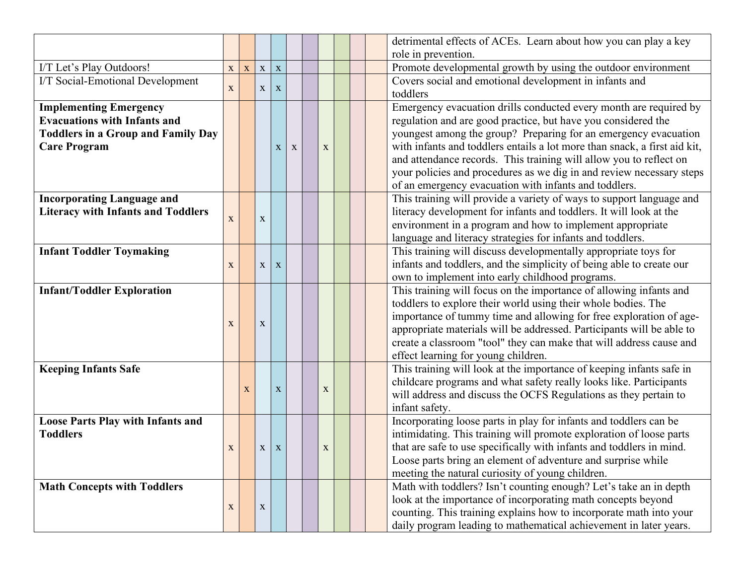| | | | | | | | | | | | |
|---|---|---|---|---|---|---|---|---|---|---|---|
| | | | | | | | | | | | detrimental effects of ACEs. Learn about how you can play a key role in prevention. |
| I/T Let's Play Outdoors! | x | x | x | x | | | | | | | Promote developmental growth by using the outdoor environment |
| I/T Social-Emotional Development | x | | x | x | | | | | | | Covers social and emotional development in infants and toddlers |
| **Implementing Emergency Evacuations with Infants and Toddlers in a Group and Family Day Care Program** | | | | x | x | | x | | | | Emergency evacuation drills conducted every month are required by regulation and are good practice, but have you considered the youngest among the group? Preparing for an emergency evacuation with infants and toddlers entails a lot more than snack, a first aid kit, and attendance records. This training will allow you to reflect on your policies and procedures as we dig in and review necessary steps of an emergency evacuation with infants and toddlers. |
| **Incorporating Language and Literacy with Infants and Toddlers** | x | | x | | | | | | | | This training will provide a variety of ways to support language and literacy development for infants and toddlers. It will look at the environment in a program and how to implement appropriate language and literacy strategies for infants and toddlers. |
| **Infant Toddler Toymaking** | x | | x | x | | | | | | | This training will discuss developmentally appropriate toys for infants and toddlers, and the simplicity of being able to create our own to implement into early childhood programs. |
| **Infant/Toddler Exploration** | x | | x | | | | | | | | This training will focus on the importance of allowing infants and toddlers to explore their world using their whole bodies. The importance of tummy time and allowing for free exploration of age-appropriate materials will be addressed. Participants will be able to create a classroom "tool" they can make that will address cause and effect learning for young children. |
| **Keeping Infants Safe** | | x | | x | | | x | | | | This training will look at the importance of keeping infants safe in childcare programs and what safety really looks like. Participants will address and discuss the OCFS Regulations as they pertain to infant safety. |
| **Loose Parts Play with Infants and Toddlers** | x | | x | x | | | x | | | | Incorporating loose parts in play for infants and toddlers can be intimidating. This training will promote exploration of loose parts that are safe to use specifically with infants and toddlers in mind. Loose parts bring an element of adventure and surprise while meeting the natural curiosity of young children. |
| **Math Concepts with Toddlers** | x | | x | | | | | | | | Math with toddlers? Isn't counting enough? Let's take an in depth look at the importance of incorporating math concepts beyond counting. This training explains how to incorporate math into your daily program leading to mathematical achievement in later years. |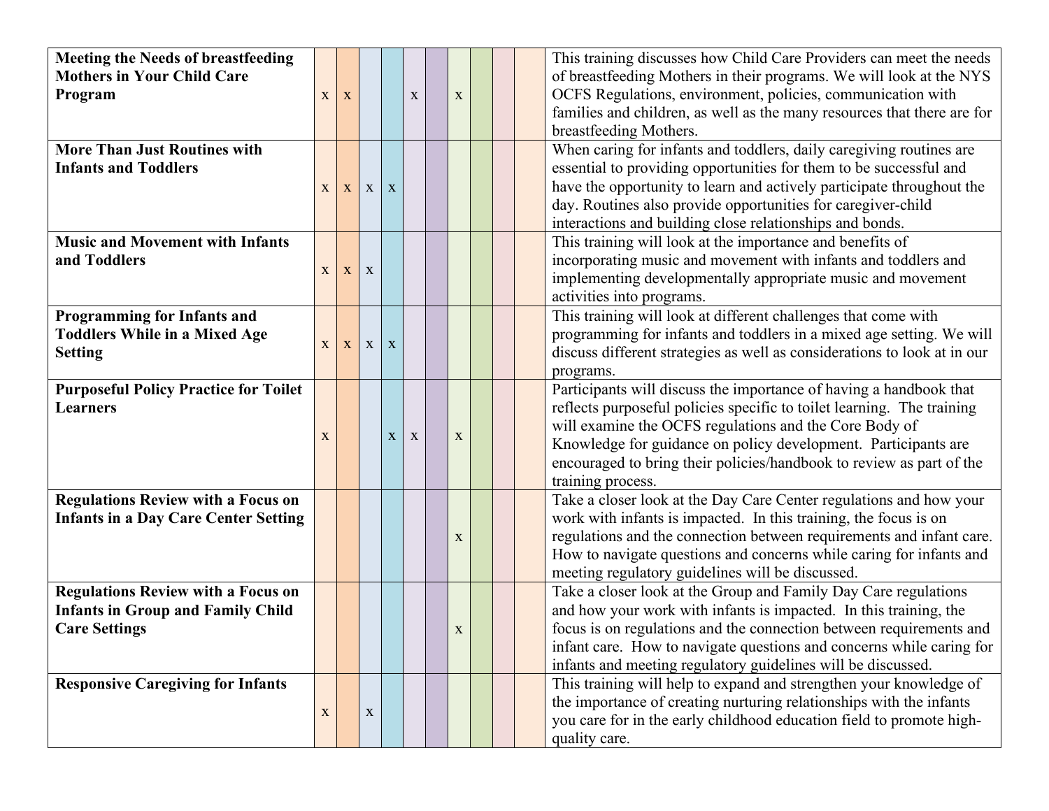| | | | | | | | | | | | |
|---|---|---|---|---|---|---|---|---|---|---|---|
| **Meeting the Needs of breastfeeding Mothers in Your Child Care Program** | x | x | | | x | | x | | | | This training discusses how Child Care Providers can meet the needs of breastfeeding Mothers in their programs. We will look at the NYS OCFS Regulations, environment, policies, communication with families and children, as well as the many resources that there are for breastfeeding Mothers. |
| **More Than Just Routines with Infants and Toddlers** | x | x | x | x | | | | | | | When caring for infants and toddlers, daily caregiving routines are essential to providing opportunities for them to be successful and have the opportunity to learn and actively participate throughout the day. Routines also provide opportunities for caregiver-child interactions and building close relationships and bonds. |
| **Music and Movement with Infants and Toddlers** | x | x | x | | | | | | | | This training will look at the importance and benefits of incorporating music and movement with infants and toddlers and implementing developmentally appropriate music and movement activities into programs. |
| **Programming for Infants and Toddlers While in a Mixed Age Setting** | x | x | x | x | | | | | | | This training will look at different challenges that come with programming for infants and toddlers in a mixed age setting. We will discuss different strategies as well as considerations to look at in our programs. |
| **Purposeful Policy Practice for Toilet Learners** | x | | | x | x | | x | | | | Participants will discuss the importance of having a handbook that reflects purposeful policies specific to toilet learning. The training will examine the OCFS regulations and the Core Body of Knowledge for guidance on policy development. Participants are encouraged to bring their policies/handbook to review as part of the training process. |
| **Regulations Review with a Focus on Infants in a Day Care Center Setting** | | | | | | | x | | | | Take a closer look at the Day Care Center regulations and how your work with infants is impacted. In this training, the focus is on regulations and the connection between requirements and infant care. How to navigate questions and concerns while caring for infants and meeting regulatory guidelines will be discussed. |
| **Regulations Review with a Focus on Infants in Group and Family Child Care Settings** | | | | | | | x | | | | Take a closer look at the Group and Family Day Care regulations and how your work with infants is impacted. In this training, the focus is on regulations and the connection between requirements and infant care. How to navigate questions and concerns while caring for infants and meeting regulatory guidelines will be discussed. |
| **Responsive Caregiving for Infants** | x | | x | | | | | | | | This training will help to expand and strengthen your knowledge of the importance of creating nurturing relationships with the infants you care for in the early childhood education field to promote high-quality care. |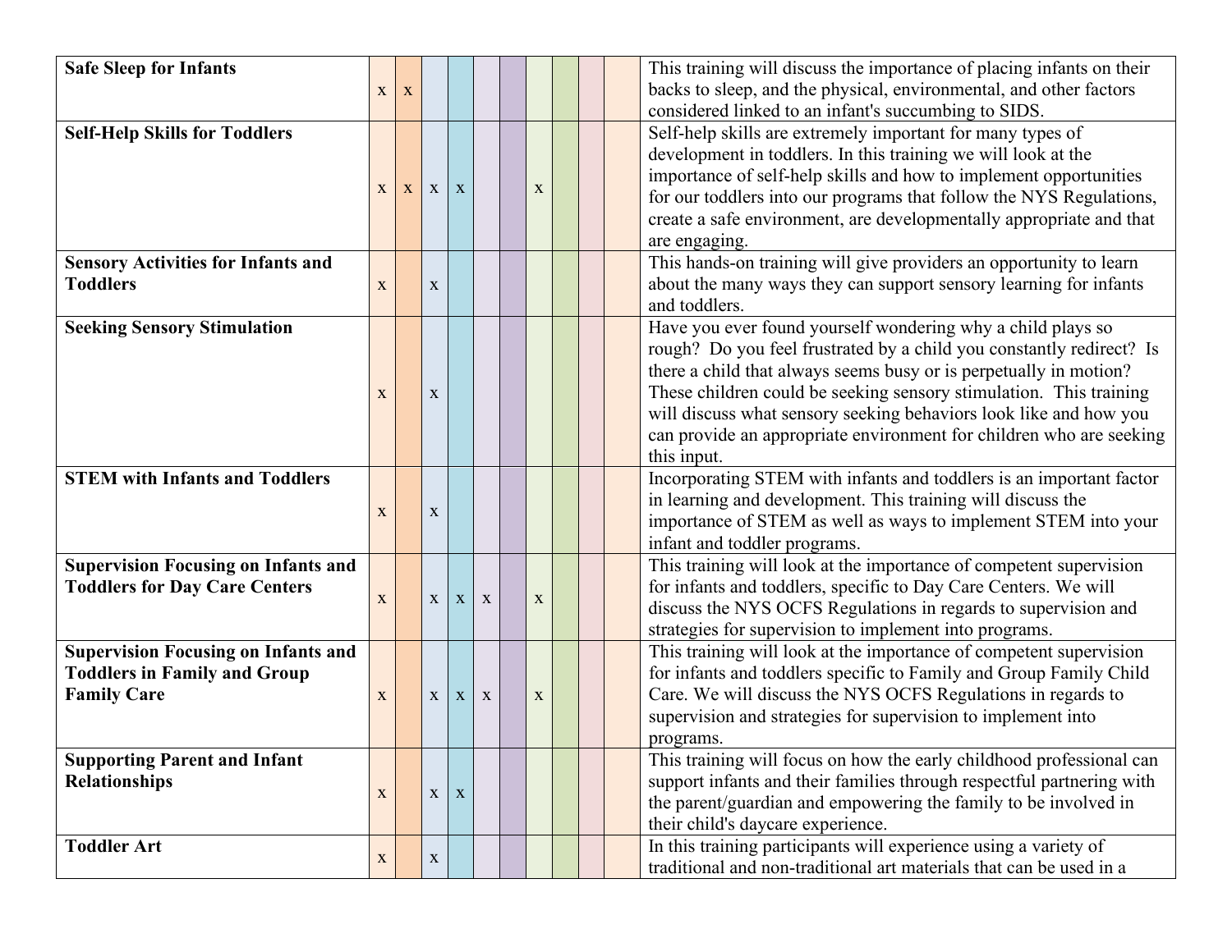| | | | | | | | | | | | |
|---|---|---|---|---|---|---|---|---|---|---|---|
| **Safe Sleep for Infants** | x | x | | | | | | | | | This training will discuss the importance of placing infants on their backs to sleep, and the physical, environmental, and other factors considered linked to an infant's succumbing to SIDS. |
| **Self-Help Skills for Toddlers** | x | x | x | x | | | x | | | | Self-help skills are extremely important for many types of development in toddlers. In this training we will look at the importance of self-help skills and how to implement opportunities for our toddlers into our programs that follow the NYS Regulations, create a safe environment, are developmentally appropriate and that are engaging. |
| **Sensory Activities for Infants and Toddlers** | x | | x | | | | | | | | This hands-on training will give providers an opportunity to learn about the many ways they can support sensory learning for infants and toddlers. |
| **Seeking Sensory Stimulation** | x | | x | | | | | | | | Have you ever found yourself wondering why a child plays so rough? Do you feel frustrated by a child you constantly redirect? Is there a child that always seems busy or is perpetually in motion? These children could be seeking sensory stimulation. This training will discuss what sensory seeking behaviors look like and how you can provide an appropriate environment for children who are seeking this input. |
| **STEM with Infants and Toddlers** | x | | x | | | | | | | | Incorporating STEM with infants and toddlers is an important factor in learning and development. This training will discuss the importance of STEM as well as ways to implement STEM into your infant and toddler programs. |
| **Supervision Focusing on Infants and Toddlers for Day Care Centers** | x | | x | x | x | | x | | | | This training will look at the importance of competent supervision for infants and toddlers, specific to Day Care Centers. We will discuss the NYS OCFS Regulations in regards to supervision and strategies for supervision to implement into programs. |
| **Supervision Focusing on Infants and Toddlers in Family and Group Family Care** | x | | x | x | x | | x | | | | This training will look at the importance of competent supervision for infants and toddlers specific to Family and Group Family Child Care. We will discuss the NYS OCFS Regulations in regards to supervision and strategies for supervision to implement into programs. |
| **Supporting Parent and Infant Relationships** | x | | x | x | | | | | | | This training will focus on how the early childhood professional can support infants and their families through respectful partnering with the parent/guardian and empowering the family to be involved in their child's daycare experience. |
| **Toddler Art** | x | | x | | | | | | | | In this training participants will experience using a variety of traditional and non-traditional art materials that can be used in a |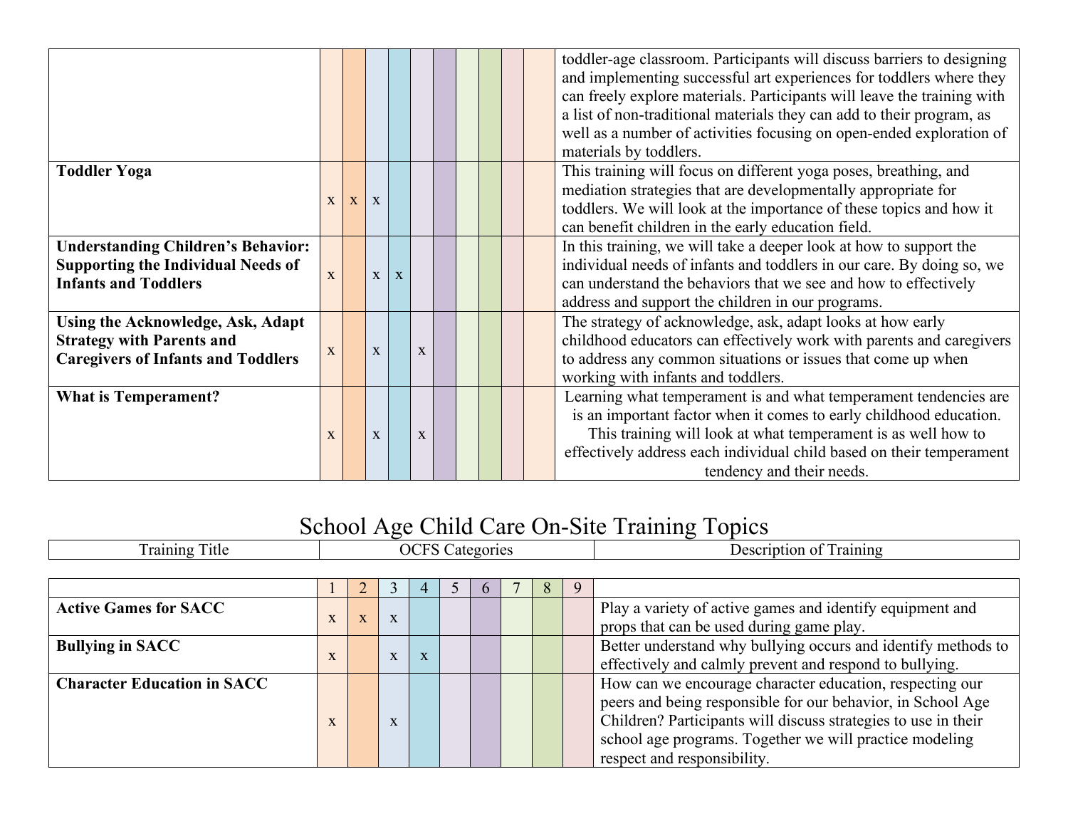| | | | | | | | | | | | |
|---|---|---|---|---|---|---|---|---|---|---|---|
| | | | | | | | | | | | toddler-age classroom. Participants will discuss barriers to designing and implementing successful art experiences for toddlers where they can freely explore materials. Participants will leave the training with a list of non-traditional materials they can add to their program, as well as a number of activities focusing on open-ended exploration of materials by toddlers. |
| **Toddler Yoga** | x | x | x | | | | | | | | This training will focus on different yoga poses, breathing, and mediation strategies that are developmentally appropriate for toddlers. We will look at the importance of these topics and how it can benefit children in the early education field. |
| **Understanding Children's Behavior: Supporting the Individual Needs of Infants and Toddlers** | x | | x | x | | | | | | | In this training, we will take a deeper look at how to support the individual needs of infants and toddlers in our care. By doing so, we can understand the behaviors that we see and how to effectively address and support the children in our programs. |
| **Using the Acknowledge, Ask, Adapt Strategy with Parents and Caregivers of Infants and Toddlers** | x | | x | | x | | | | | | The strategy of acknowledge, ask, adapt looks at how early childhood educators can effectively work with parents and caregivers to address any common situations or issues that come up when working with infants and toddlers. |
| **What is Temperament?** | x | | x | | x | | | | | | Learning what temperament is and what temperament tendencies are is an important factor when it comes to early childhood education. This training will look at what temperament is as well how to effectively address each individual child based on their temperament tendency and their needs. |

# School Age Child Care On-Site Training Topics

| Training Title | OCFS Categories | | | | | | | | | Description of Training |
|---|---|---|---|---|---|---|---|---|---|---|
| | 1 | 2 | 3 | 4 | 5 | 6 | 7 | 8 | 9 | |
| **Active Games for SACC** | x | x | x | | | | | | | Play a variety of active games and identify equipment and props that can be used during game play. |
| **Bullying in SACC** | x | | x | x | | | | | | Better understand why bullying occurs and identify methods to effectively and calmly prevent and respond to bullying. |
| **Character Education in SACC** | x | | x | | | | | | | How can we encourage character education, respecting our peers and being responsible for our behavior, in School Age Children? Participants will discuss strategies to use in their school age programs. Together we will practice modeling respect and responsibility. |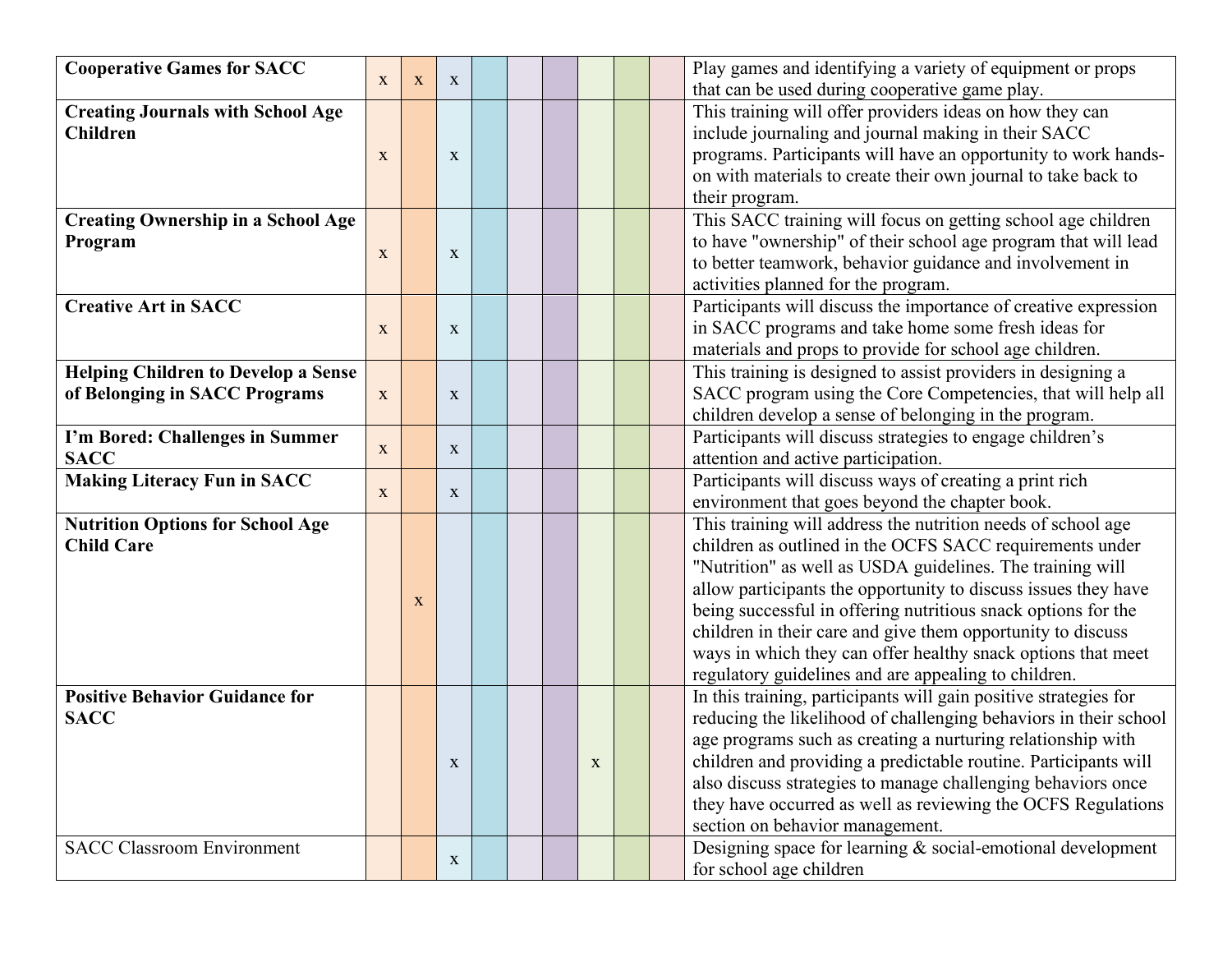| | | | | | | | | | | |
|---|---|---|---|---|---|---|---|---|---|---|
| **Cooperative Games for SACC** | x | x | x | | | | | | | Play games and identifying a variety of equipment or props that can be used during cooperative game play. |
| **Creating Journals with School Age Children** | x | | x | | | | | | | This training will offer providers ideas on how they can include journaling and journal making in their SACC programs. Participants will have an opportunity to work hands-on with materials to create their own journal to take back to their program. |
| **Creating Ownership in a School Age Program** | x | | x | | | | | | | This SACC training will focus on getting school age children to have "ownership" of their school age program that will lead to better teamwork, behavior guidance and involvement in activities planned for the program. |
| **Creative Art in SACC** | x | | x | | | | | | | Participants will discuss the importance of creative expression in SACC programs and take home some fresh ideas for materials and props to provide for school age children. |
| **Helping Children to Develop a Sense of Belonging in SACC Programs** | x | | x | | | | | | | This training is designed to assist providers in designing a SACC program using the Core Competencies, that will help all children develop a sense of belonging in the program. |
| **I'm Bored: Challenges in Summer SACC** | x | | x | | | | | | | Participants will discuss strategies to engage children's attention and active participation. |
| **Making Literacy Fun in SACC** | x | | x | | | | | | | Participants will discuss ways of creating a print rich environment that goes beyond the chapter book. |
| **Nutrition Options for School Age Child Care** | | x | | | | | | | | This training will address the nutrition needs of school age children as outlined in the OCFS SACC requirements under "Nutrition" as well as USDA guidelines. The training will allow participants the opportunity to discuss issues they have being successful in offering nutritious snack options for the children in their care and give them opportunity to discuss ways in which they can offer healthy snack options that meet regulatory guidelines and are appealing to children. |
| **Positive Behavior Guidance for SACC** | | | x | | | | x | | | In this training, participants will gain positive strategies for reducing the likelihood of challenging behaviors in their school age programs such as creating a nurturing relationship with children and providing a predictable routine. Participants will also discuss strategies to manage challenging behaviors once they have occurred as well as reviewing the OCFS Regulations section on behavior management. |
| SACC Classroom Environment | | | x | | | | | | | Designing space for learning & social-emotional development for school age children |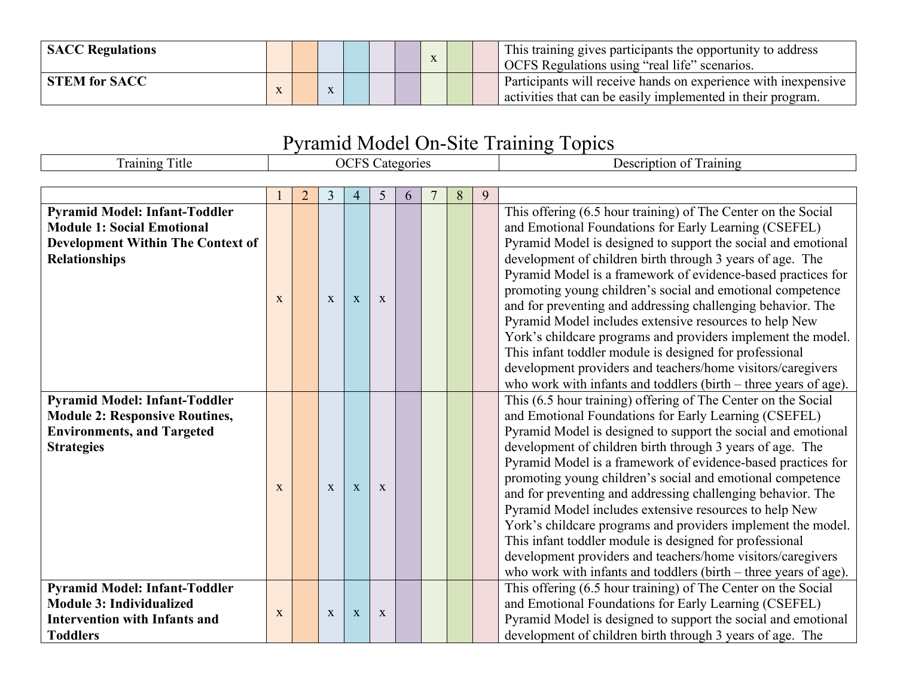| | | | | | | | | | | |
|---|---|---|---|---|---|---|---|---|---|---|
| **SACC Regulations** | | | | | | | x | | | This training gives participants the opportunity to address OCFS Regulations using "real life" scenarios. |
| **STEM for SACC** | x | | x | | | | | | | Participants will receive hands on experience with inexpensive activities that can be easily implemented in their program. |

# Pyramid Model On-Site Training Topics

| Training Title | OCFS Categories | | | | | | | | | Description of Training |
|---|---|---|---|---|---|---|---|---|---|---|
| | 1 | 2 | 3 | 4 | 5 | 6 | 7 | 8 | 9 | |
| **Pyramid Model: Infant-Toddler Module 1: Social Emotional Development Within The Context of Relationships** | x | | x | x | x | | | | | This offering (6.5 hour training) of The Center on the Social and Emotional Foundations for Early Learning (CSEFEL) Pyramid Model is designed to support the social and emotional development of children birth through 3 years of age. The Pyramid Model is a framework of evidence-based practices for promoting young children's social and emotional competence and for preventing and addressing challenging behavior. The Pyramid Model includes extensive resources to help New York's childcare programs and providers implement the model. This infant toddler module is designed for professional development providers and teachers/home visitors/caregivers who work with infants and toddlers (birth – three years of age). |
| **Pyramid Model: Infant-Toddler Module 2: Responsive Routines, Environments, and Targeted Strategies** | x | | x | x | x | | | | | This (6.5 hour training) offering of The Center on the Social and Emotional Foundations for Early Learning (CSEFEL) Pyramid Model is designed to support the social and emotional development of children birth through 3 years of age. The Pyramid Model is a framework of evidence-based practices for promoting young children's social and emotional competence and for preventing and addressing challenging behavior. The Pyramid Model includes extensive resources to help New York's childcare programs and providers implement the model. This infant toddler module is designed for professional development providers and teachers/home visitors/caregivers who work with infants and toddlers (birth – three years of age). |
| **Pyramid Model: Infant-Toddler Module 3: Individualized Intervention with Infants and Toddlers** | x | | x | x | x | | | | | This offering (6.5 hour training) of The Center on the Social and Emotional Foundations for Early Learning (CSEFEL) Pyramid Model is designed to support the social and emotional development of children birth through 3 years of age. The |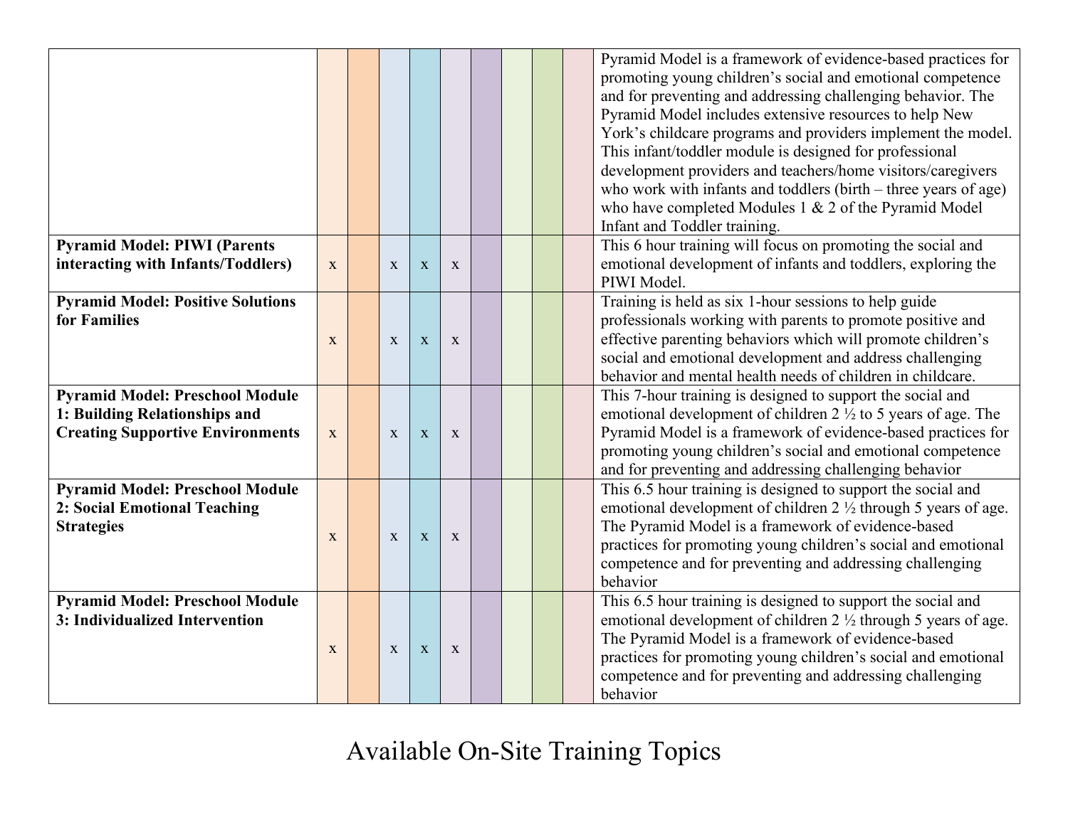| | | | | | | | | | | |
|---|---|---|---|---|---|---|---|---|---|---|
| | | | | | | | | | | Pyramid Model is a framework of evidence-based practices for promoting young children's social and emotional competence and for preventing and addressing challenging behavior. The Pyramid Model includes extensive resources to help New York's childcare programs and providers implement the model. This infant/toddler module is designed for professional development providers and teachers/home visitors/caregivers who work with infants and toddlers (birth – three years of age) who have completed Modules 1 & 2 of the Pyramid Model Infant and Toddler training. |
| **Pyramid Model: PIWI (Parents interacting with Infants/Toddlers)** | x | | x | x | x | | | | | This 6 hour training will focus on promoting the social and emotional development of infants and toddlers, exploring the PIWI Model. |
| **Pyramid Model: Positive Solutions for Families** | x | | x | x | x | | | | | Training is held as six 1-hour sessions to help guide professionals working with parents to promote positive and effective parenting behaviors which will promote children's social and emotional development and address challenging behavior and mental health needs of children in childcare. |
| **Pyramid Model: Preschool Module 1: Building Relationships and Creating Supportive Environments** | x | | x | x | x | | | | | This 7-hour training is designed to support the social and emotional development of children 2 ½ to 5 years of age. The Pyramid Model is a framework of evidence-based practices for promoting young children's social and emotional competence and for preventing and addressing challenging behavior |
| **Pyramid Model: Preschool Module 2: Social Emotional Teaching Strategies** | x | | x | x | x | | | | | This 6.5 hour training is designed to support the social and emotional development of children 2 ½ through 5 years of age. The Pyramid Model is a framework of evidence-based practices for promoting young children's social and emotional competence and for preventing and addressing challenging behavior |
| **Pyramid Model: Preschool Module 3: Individualized Intervention** | x | | x | x | x | | | | | This 6.5 hour training is designed to support the social and emotional development of children 2 ½ through 5 years of age. The Pyramid Model is a framework of evidence-based practices for promoting young children's social and emotional competence and for preventing and addressing challenging behavior |

# Available On-Site Training Topics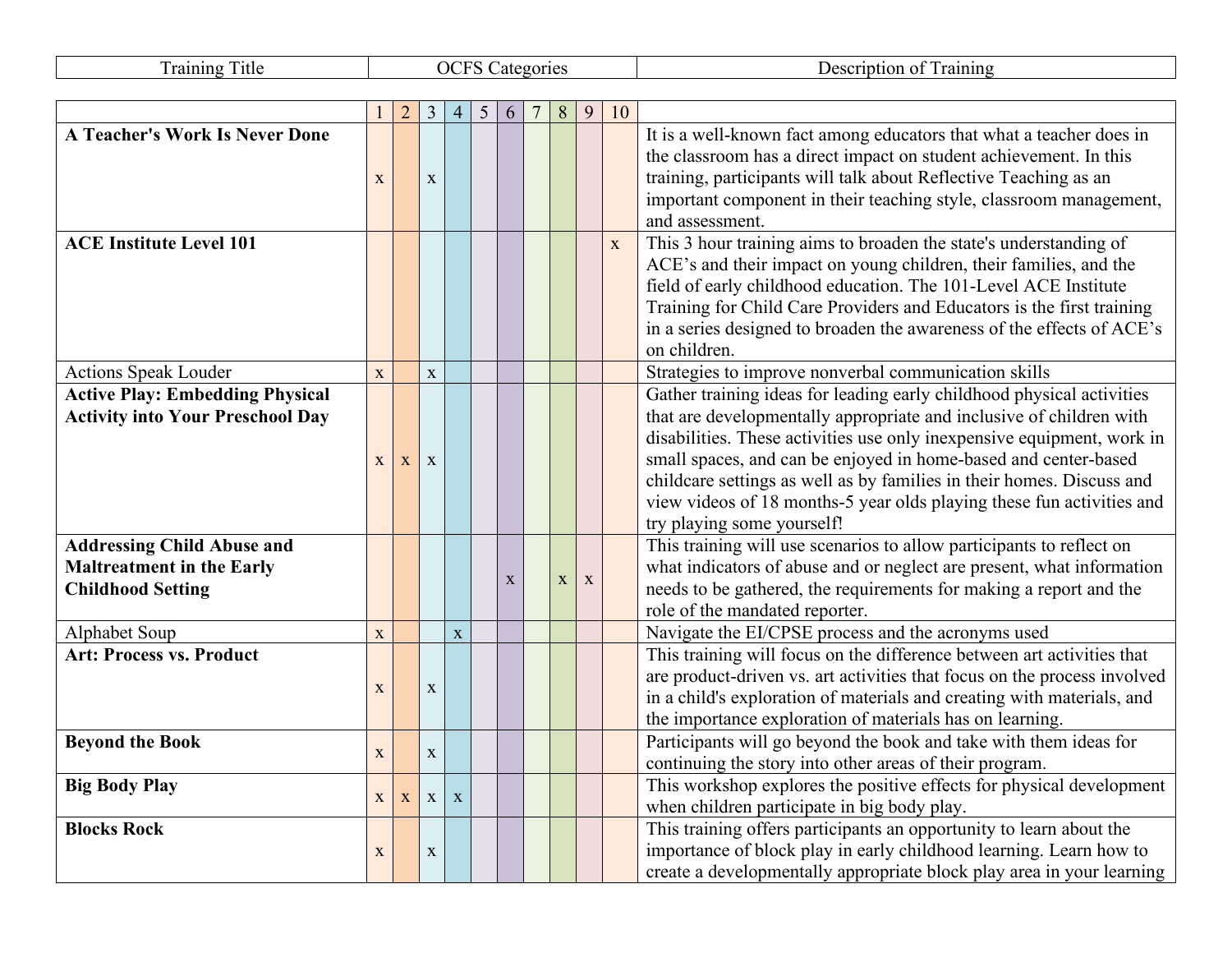| Training Title | OCFS Categories | | | | | | | | | | Description of Training |
|---|---|---|---|---|---|---|---|---|---|---|---|
| | 1 | 2 | 3 | 4 | 5 | 6 | 7 | 8 | 9 | 10 | |
| **A Teacher's Work Is Never Done** | x | | x | | | | | | | | It is a well-known fact among educators that what a teacher does in the classroom has a direct impact on student achievement. In this training, participants will talk about Reflective Teaching as an important component in their teaching style, classroom management, and assessment. |
| **ACE Institute Level 101** | | | | | | | | | | x | This 3 hour training aims to broaden the state's understanding of ACE's and their impact on young children, their families, and the field of early childhood education. The 101-Level ACE Institute Training for Child Care Providers and Educators is the first training in a series designed to broaden the awareness of the effects of ACE's on children. |
| Actions Speak Louder | x | | x | | | | | | | | Strategies to improve nonverbal communication skills |
| **Active Play: Embedding Physical Activity into Your Preschool Day** | x | x | x | | | | | | | | Gather training ideas for leading early childhood physical activities that are developmentally appropriate and inclusive of children with disabilities. These activities use only inexpensive equipment, work in small spaces, and can be enjoyed in home-based and center-based childcare settings as well as by families in their homes. Discuss and view videos of 18 months-5 year olds playing these fun activities and try playing some yourself! |
| **Addressing Child Abuse and Maltreatment in the Early Childhood Setting** | | | | | | x | | x | x | | This training will use scenarios to allow participants to reflect on what indicators of abuse and or neglect are present, what information needs to be gathered, the requirements for making a report and the role of the mandated reporter. |
| Alphabet Soup | x | | | x | | | | | | | Navigate the EI/CPSE process and the acronyms used |
| **Art: Process vs. Product** | x | | x | | | | | | | | This training will focus on the difference between art activities that are product-driven vs. art activities that focus on the process involved in a child's exploration of materials and creating with materials, and the importance exploration of materials has on learning. |
| **Beyond the Book** | x | | x | | | | | | | | Participants will go beyond the book and take with them ideas for continuing the story into other areas of their program. |
| **Big Body Play** | x | x | x | x | | | | | | | This workshop explores the positive effects for physical development when children participate in big body play. |
| **Blocks Rock** | x | | x | | | | | | | | This training offers participants an opportunity to learn about the importance of block play in early childhood learning. Learn how to create a developmentally appropriate block play area in your learning |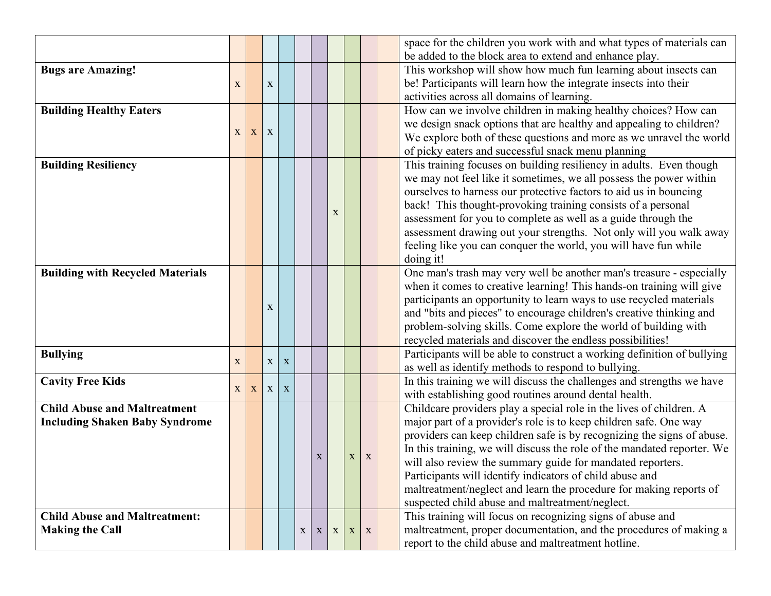| | | | | | | | | | | | |
|---|---|---|---|---|---|---|---|---|---|---|---|
| | | | | | | | | | | | space for the children you work with and what types of materials can be added to the block area to extend and enhance play. |
| **Bugs are Amazing!** | x | | x | | | | | | | | This workshop will show how much fun learning about insects can be! Participants will learn how the integrate insects into their activities across all domains of learning. |
| **Building Healthy Eaters** | x | x | x | | | | | | | | How can we involve children in making healthy choices? How can we design snack options that are healthy and appealing to children? We explore both of these questions and more as we unravel the world of picky eaters and successful snack menu planning |
| **Building Resiliency** | | | | | | | x | | | | This training focuses on building resiliency in adults. Even though we may not feel like it sometimes, we all possess the power within ourselves to harness our protective factors to aid us in bouncing back! This thought-provoking training consists of a personal assessment for you to complete as well as a guide through the assessment drawing out your strengths. Not only will you walk away feeling like you can conquer the world, you will have fun while doing it! |
| **Building with Recycled Materials** | | | x | | | | | | | | One man's trash may very well be another man's treasure - especially when it comes to creative learning! This hands-on training will give participants an opportunity to learn ways to use recycled materials and "bits and pieces" to encourage children's creative thinking and problem-solving skills. Come explore the world of building with recycled materials and discover the endless possibilities! |
| **Bullying** | x | | x | x | | | | | | | Participants will be able to construct a working definition of bullying as well as identify methods to respond to bullying. |
| **Cavity Free Kids** | x | x | x | x | | | | | | | In this training we will discuss the challenges and strengths we have with establishing good routines around dental health. |
| **Child Abuse and Maltreatment Including Shaken Baby Syndrome** | | | | | | x | | x | x | | Childcare providers play a special role in the lives of children. A major part of a provider's role is to keep children safe. One way providers can keep children safe is by recognizing the signs of abuse. In this training, we will discuss the role of the mandated reporter. We will also review the summary guide for mandated reporters. Participants will identify indicators of child abuse and maltreatment/neglect and learn the procedure for making reports of suspected child abuse and maltreatment/neglect. |
| **Child Abuse and Maltreatment: Making the Call** | | | | | x | x | x | x | x | | This training will focus on recognizing signs of abuse and maltreatment, proper documentation, and the procedures of making a report to the child abuse and maltreatment hotline. |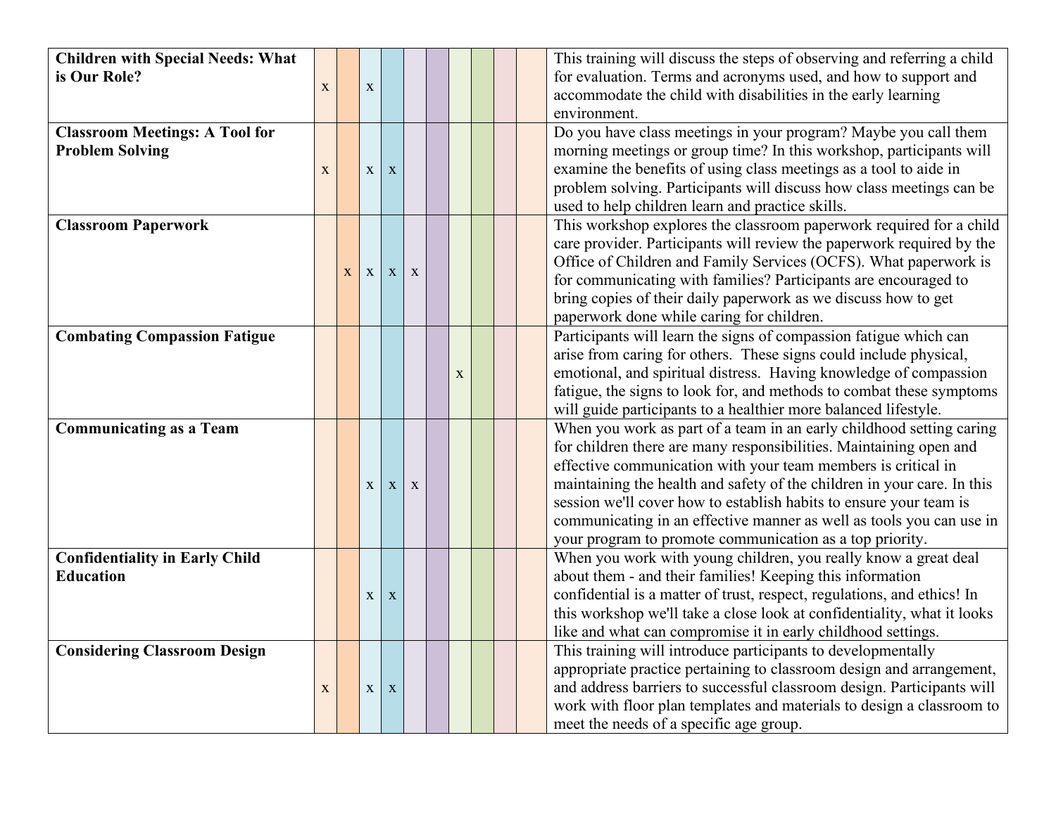| | | | | | | | | | | | |
|---|---|---|---|---|---|---|---|---|---|---|---|
| **Children with Special Needs: What is Our Role?** | x | | x | | | | | | | | This training will discuss the steps of observing and referring a child for evaluation. Terms and acronyms used, and how to support and accommodate the child with disabilities in the early learning environment. |
| **Classroom Meetings: A Tool for Problem Solving** | x | | x | x | | | | | | | Do you have class meetings in your program? Maybe you call them morning meetings or group time? In this workshop, participants will examine the benefits of using class meetings as a tool to aide in problem solving. Participants will discuss how class meetings can be used to help children learn and practice skills. |
| **Classroom Paperwork** | | x | x | x | x | | | | | | This workshop explores the classroom paperwork required for a child care provider. Participants will review the paperwork required by the Office of Children and Family Services (OCFS). What paperwork is for communicating with families? Participants are encouraged to bring copies of their daily paperwork as we discuss how to get paperwork done while caring for children. |
| **Combating Compassion Fatigue** | | | | | | | x | | | | Participants will learn the signs of compassion fatigue which can arise from caring for others. These signs could include physical, emotional, and spiritual distress. Having knowledge of compassion fatigue, the signs to look for, and methods to combat these symptoms will guide participants to a healthier more balanced lifestyle. |
| **Communicating as a Team** | | | x | x | x | | | | | | When you work as part of a team in an early childhood setting caring for children there are many responsibilities. Maintaining open and effective communication with your team members is critical in maintaining the health and safety of the children in your care. In this session we'll cover how to establish habits to ensure your team is communicating in an effective manner as well as tools you can use in your program to promote communication as a top priority. |
| **Confidentiality in Early Child Education** | | | x | x | | | | | | | When you work with young children, you really know a great deal about them - and their families! Keeping this information confidential is a matter of trust, respect, regulations, and ethics! In this workshop we'll take a close look at confidentiality, what it looks like and what can compromise it in early childhood settings. |
| **Considering Classroom Design** | x | | x | x | | | | | | | This training will introduce participants to developmentally appropriate practice pertaining to classroom design and arrangement, and address barriers to successful classroom design. Participants will work with floor plan templates and materials to design a classroom to meet the needs of a specific age group. |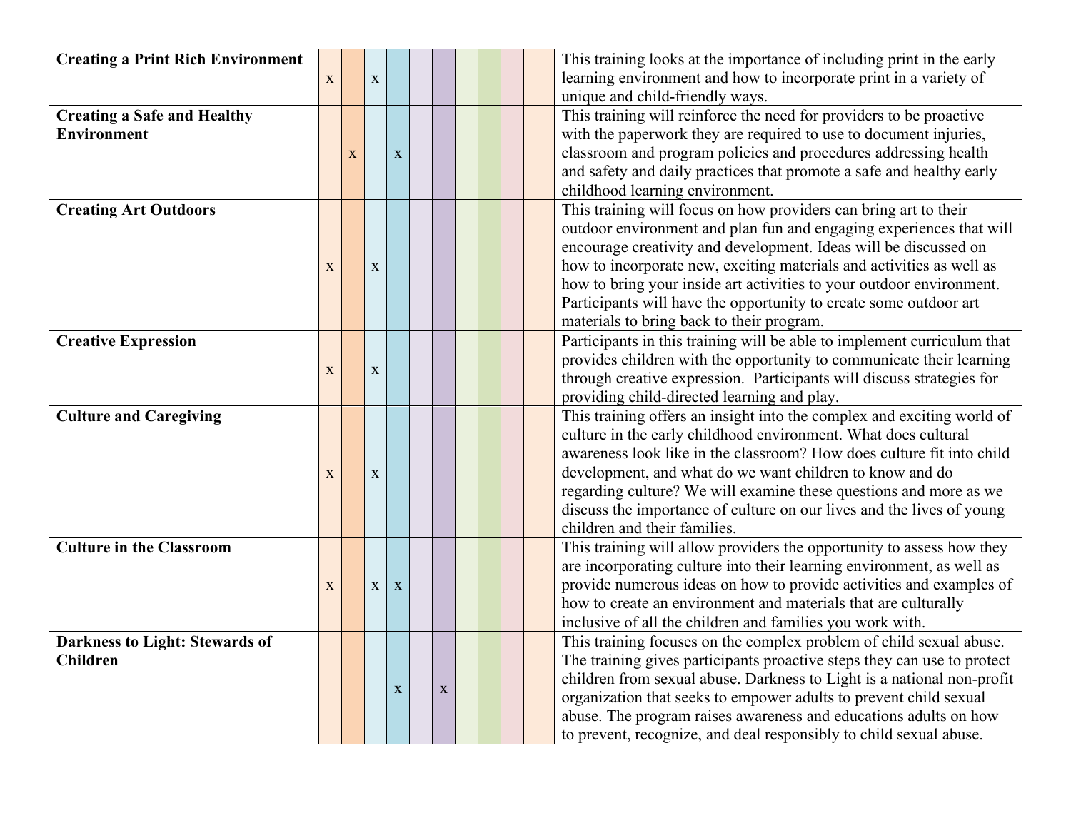| | | | | | | | | | | | |
|---|---|---|---|---|---|---|---|---|---|---|---|
| **Creating a Print Rich Environment** | x | | x | | | | | | | | This training looks at the importance of including print in the early learning environment and how to incorporate print in a variety of unique and child-friendly ways. |
| **Creating a Safe and Healthy Environment** | | x | | x | | | | | | | This training will reinforce the need for providers to be proactive with the paperwork they are required to use to document injuries, classroom and program policies and procedures addressing health and safety and daily practices that promote a safe and healthy early childhood learning environment. |
| **Creating Art Outdoors** | x | | x | | | | | | | | This training will focus on how providers can bring art to their outdoor environment and plan fun and engaging experiences that will encourage creativity and development. Ideas will be discussed on how to incorporate new, exciting materials and activities as well as how to bring your inside art activities to your outdoor environment. Participants will have the opportunity to create some outdoor art materials to bring back to their program. |
| **Creative Expression** | x | | x | | | | | | | | Participants in this training will be able to implement curriculum that provides children with the opportunity to communicate their learning through creative expression. Participants will discuss strategies for providing child-directed learning and play. |
| **Culture and Caregiving** | x | | x | | | | | | | | This training offers an insight into the complex and exciting world of culture in the early childhood environment. What does cultural awareness look like in the classroom? How does culture fit into child development, and what do we want children to know and do regarding culture? We will examine these questions and more as we discuss the importance of culture on our lives and the lives of young children and their families. |
| **Culture in the Classroom** | x | | x | x | | | | | | | This training will allow providers the opportunity to assess how they are incorporating culture into their learning environment, as well as provide numerous ideas on how to provide activities and examples of how to create an environment and materials that are culturally inclusive of all the children and families you work with. |
| **Darkness to Light: Stewards of Children** | | | | x | | x | | | | | This training focuses on the complex problem of child sexual abuse. The training gives participants proactive steps they can use to protect children from sexual abuse. Darkness to Light is a national non-profit organization that seeks to empower adults to prevent child sexual abuse. The program raises awareness and educations adults on how to prevent, recognize, and deal responsibly to child sexual abuse. |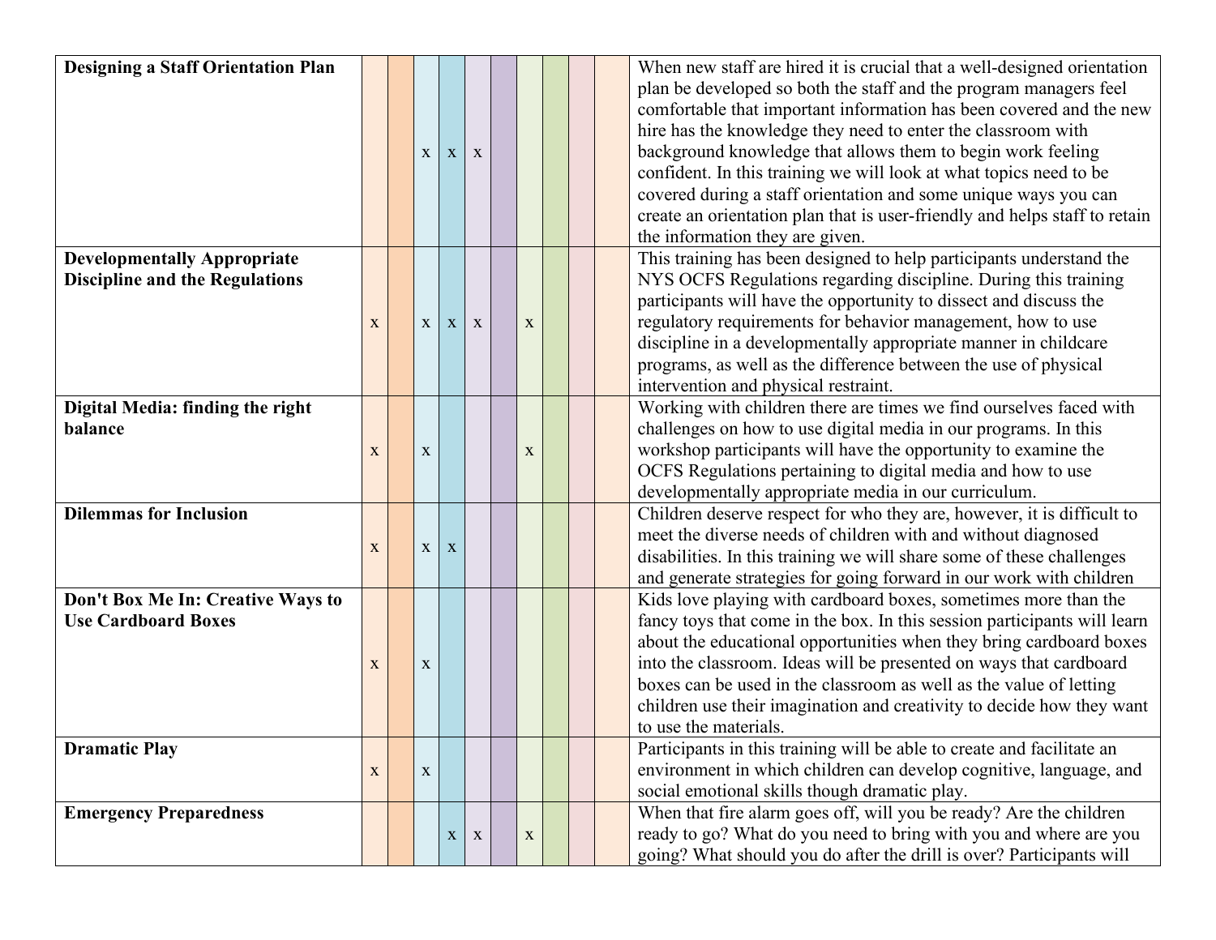| | | | | | | | | | | | |
|---|---|---|---|---|---|---|---|---|---|---|---|
| **Designing a Staff Orientation Plan** | | | x | x | x | | | | | | When new staff are hired it is crucial that a well-designed orientation plan be developed so both the staff and the program managers feel comfortable that important information has been covered and the new hire has the knowledge they need to enter the classroom with background knowledge that allows them to begin work feeling confident. In this training we will look at what topics need to be covered during a staff orientation and some unique ways you can create an orientation plan that is user-friendly and helps staff to retain the information they are given. |
| **Developmentally Appropriate Discipline and the Regulations** | x | | x | x | x | | x | | | | This training has been designed to help participants understand the NYS OCFS Regulations regarding discipline. During this training participants will have the opportunity to dissect and discuss the regulatory requirements for behavior management, how to use discipline in a developmentally appropriate manner in childcare programs, as well as the difference between the use of physical intervention and physical restraint. |
| **Digital Media: finding the right balance** | x | | x | | | | x | | | | Working with children there are times we find ourselves faced with challenges on how to use digital media in our programs. In this workshop participants will have the opportunity to examine the OCFS Regulations pertaining to digital media and how to use developmentally appropriate media in our curriculum. |
| **Dilemmas for Inclusion** | x | | x | x | | | | | | | Children deserve respect for who they are, however, it is difficult to meet the diverse needs of children with and without diagnosed disabilities. In this training we will share some of these challenges and generate strategies for going forward in our work with children |
| **Don't Box Me In: Creative Ways to Use Cardboard Boxes** | x | | x | | | | | | | | Kids love playing with cardboard boxes, sometimes more than the fancy toys that come in the box. In this session participants will learn about the educational opportunities when they bring cardboard boxes into the classroom. Ideas will be presented on ways that cardboard boxes can be used in the classroom as well as the value of letting children use their imagination and creativity to decide how they want to use the materials. |
| **Dramatic Play** | x | | x | | | | | | | | Participants in this training will be able to create and facilitate an environment in which children can develop cognitive, language, and social emotional skills though dramatic play. |
| **Emergency Preparedness** | | | | x | x | | x | | | | When that fire alarm goes off, will you be ready? Are the children ready to go? What do you need to bring with you and where are you going? What should you do after the drill is over? Participants will |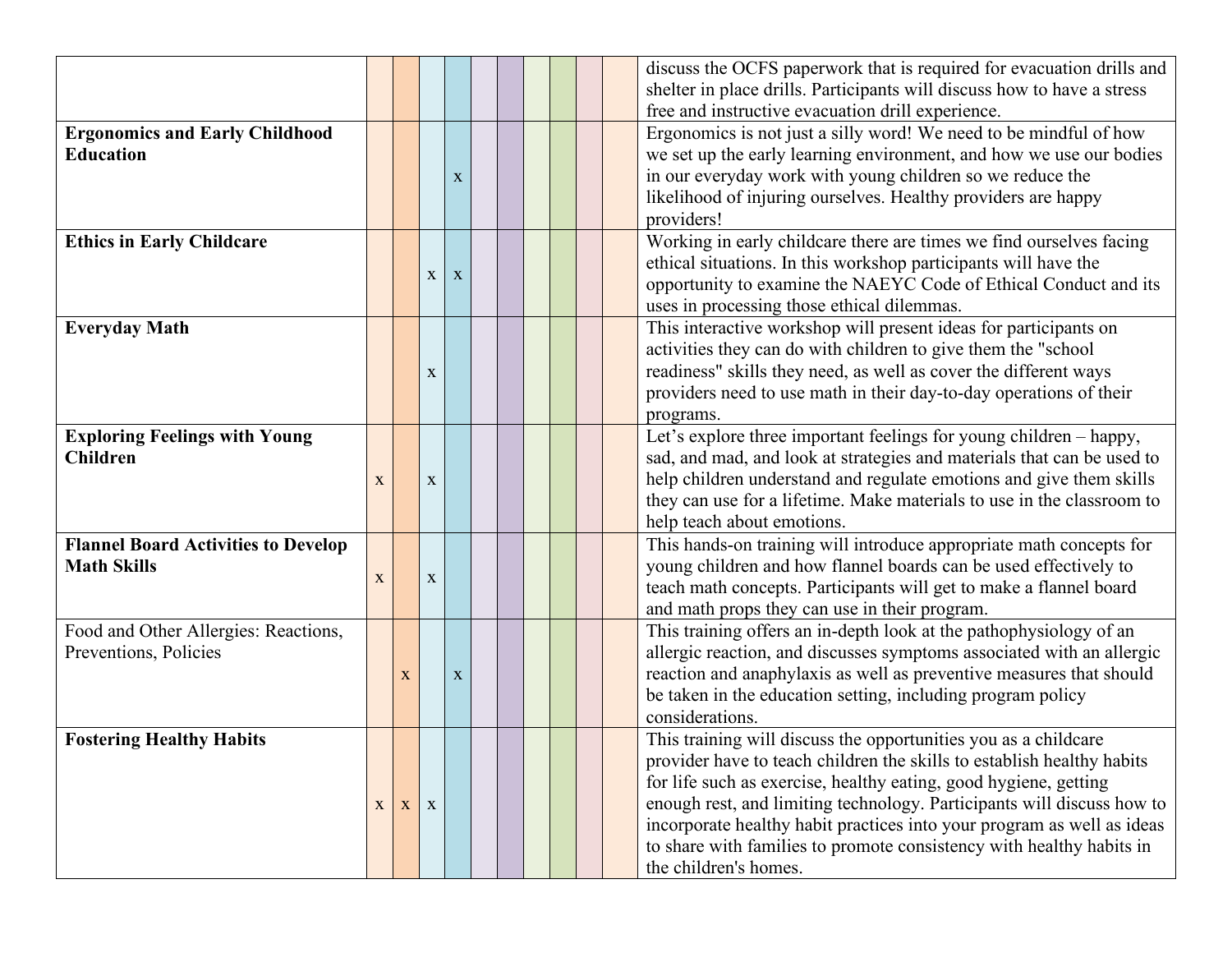| | | | | | | | | | | | |
|---|---|---|---|---|---|---|---|---|---|---|---|
| | | | | | | | | | | | discuss the OCFS paperwork that is required for evacuation drills and shelter in place drills. Participants will discuss how to have a stress free and instructive evacuation drill experience. |
| **Ergonomics and Early Childhood Education** | | | | x | | | | | | | Ergonomics is not just a silly word! We need to be mindful of how we set up the early learning environment, and how we use our bodies in our everyday work with young children so we reduce the likelihood of injuring ourselves. Healthy providers are happy providers! |
| **Ethics in Early Childcare** | | | x | x | | | | | | | Working in early childcare there are times we find ourselves facing ethical situations. In this workshop participants will have the opportunity to examine the NAEYC Code of Ethical Conduct and its uses in processing those ethical dilemmas. |
| **Everyday Math** | | | x | | | | | | | | This interactive workshop will present ideas for participants on activities they can do with children to give them the "school readiness" skills they need, as well as cover the different ways providers need to use math in their day-to-day operations of their programs. |
| **Exploring Feelings with Young Children** | x | | x | | | | | | | | Let's explore three important feelings for young children – happy, sad, and mad, and look at strategies and materials that can be used to help children understand and regulate emotions and give them skills they can use for a lifetime. Make materials to use in the classroom to help teach about emotions. |
| **Flannel Board Activities to Develop Math Skills** | x | | x | | | | | | | | This hands-on training will introduce appropriate math concepts for young children and how flannel boards can be used effectively to teach math concepts. Participants will get to make a flannel board and math props they can use in their program. |
| Food and Other Allergies: Reactions, Preventions, Policies | | x | | x | | | | | | | This training offers an in-depth look at the pathophysiology of an allergic reaction, and discusses symptoms associated with an allergic reaction and anaphylaxis as well as preventive measures that should be taken in the education setting, including program policy considerations. |
| **Fostering Healthy Habits** | x | x | x | | | | | | | | This training will discuss the opportunities you as a childcare provider have to teach children the skills to establish healthy habits for life such as exercise, healthy eating, good hygiene, getting enough rest, and limiting technology. Participants will discuss how to incorporate healthy habit practices into your program as well as ideas to share with families to promote consistency with healthy habits in the children's homes. |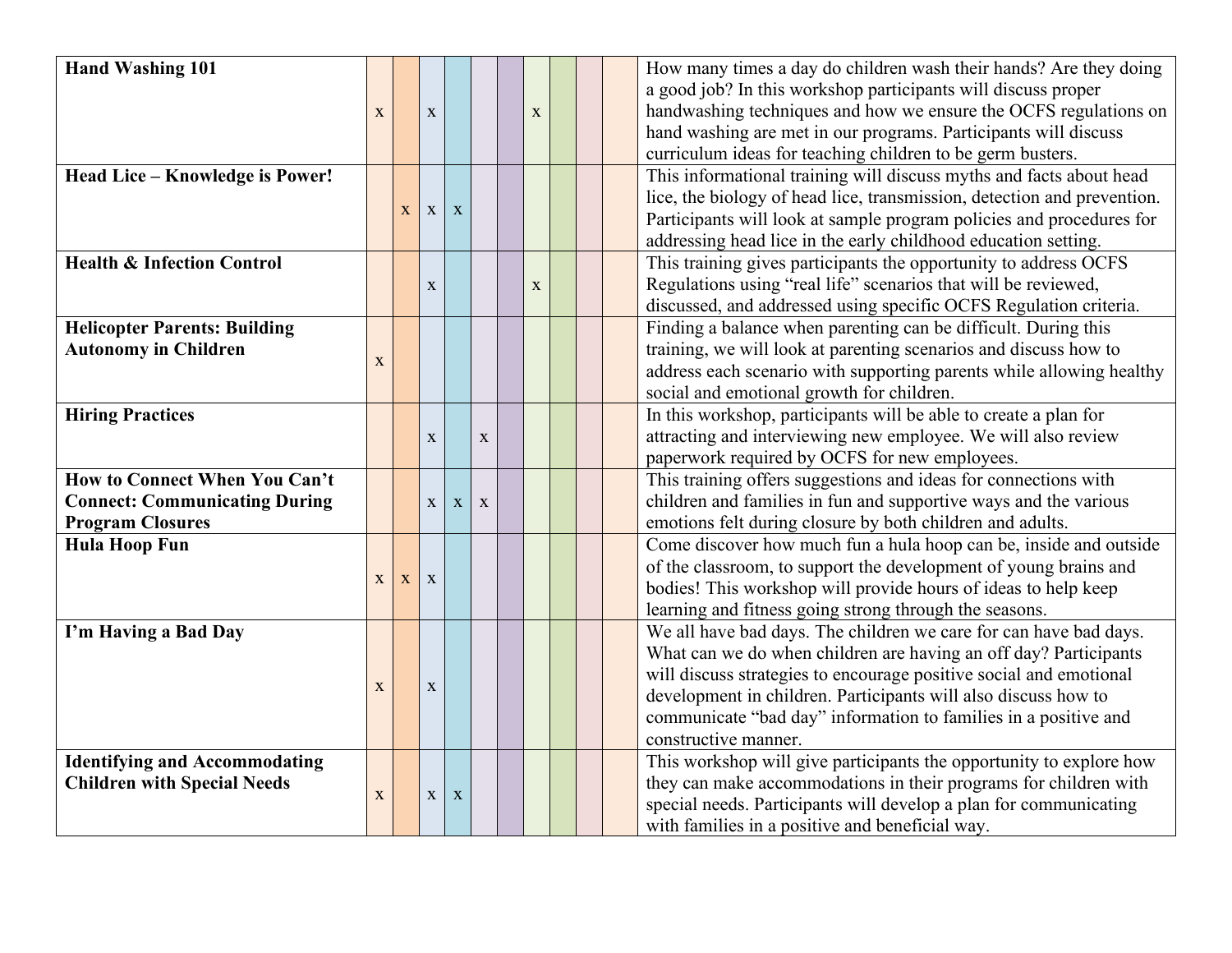| | | | | | | | | | | | |
|---|---|---|---|---|---|---|---|---|---|---|---|
| **Hand Washing 101** | x | | x | | | | x | | | | How many times a day do children wash their hands? Are they doing a good job? In this workshop participants will discuss proper handwashing techniques and how we ensure the OCFS regulations on hand washing are met in our programs. Participants will discuss curriculum ideas for teaching children to be germ busters. |
| **Head Lice – Knowledge is Power!** | | x | x | x | | | | | | | This informational training will discuss myths and facts about head lice, the biology of head lice, transmission, detection and prevention. Participants will look at sample program policies and procedures for addressing head lice in the early childhood education setting. |
| **Health & Infection Control** | | | x | | | | x | | | | This training gives participants the opportunity to address OCFS Regulations using "real life" scenarios that will be reviewed, discussed, and addressed using specific OCFS Regulation criteria. |
| **Helicopter Parents: Building Autonomy in Children** | x | | | | | | | | | | Finding a balance when parenting can be difficult. During this training, we will look at parenting scenarios and discuss how to address each scenario with supporting parents while allowing healthy social and emotional growth for children. |
| **Hiring Practices** | | | x | | x | | | | | | In this workshop, participants will be able to create a plan for attracting and interviewing new employee. We will also review paperwork required by OCFS for new employees. |
| **How to Connect When You Can't Connect: Communicating During Program Closures** | | | x | x | x | | | | | | This training offers suggestions and ideas for connections with children and families in fun and supportive ways and the various emotions felt during closure by both children and adults. |
| **Hula Hoop Fun** | x | x | x | | | | | | | | Come discover how much fun a hula hoop can be, inside and outside of the classroom, to support the development of young brains and bodies! This workshop will provide hours of ideas to help keep learning and fitness going strong through the seasons. |
| **I'm Having a Bad Day** | x | | x | | | | | | | | We all have bad days. The children we care for can have bad days. What can we do when children are having an off day? Participants will discuss strategies to encourage positive social and emotional development in children. Participants will also discuss how to communicate "bad day" information to families in a positive and constructive manner. |
| **Identifying and Accommodating Children with Special Needs** | x | | x | x | | | | | | | This workshop will give participants the opportunity to explore how they can make accommodations in their programs for children with special needs. Participants will develop a plan for communicating with families in a positive and beneficial way. |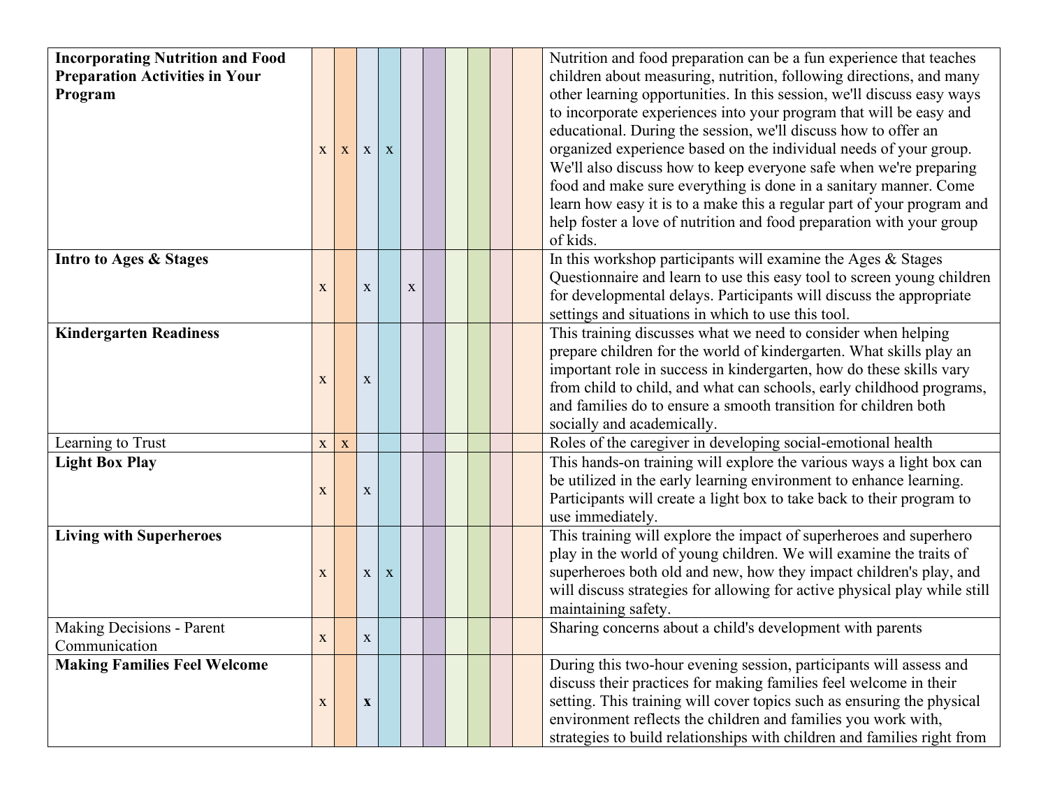| | | | | | | | | | | | |
|---|---|---|---|---|---|---|---|---|---|---|---|
| **Incorporating Nutrition and Food Preparation Activities in Your Program** | x | x | x | x | | | | | | | Nutrition and food preparation can be a fun experience that teaches children about measuring, nutrition, following directions, and many other learning opportunities. In this session, we'll discuss easy ways to incorporate experiences into your program that will be easy and educational. During the session, we'll discuss how to offer an organized experience based on the individual needs of your group. We'll also discuss how to keep everyone safe when we're preparing food and make sure everything is done in a sanitary manner. Come learn how easy it is to a make this a regular part of your program and help foster a love of nutrition and food preparation with your group of kids. |
| **Intro to Ages & Stages** | x | | x | | x | | | | | | In this workshop participants will examine the Ages & Stages Questionnaire and learn to use this easy tool to screen young children for developmental delays. Participants will discuss the appropriate settings and situations in which to use this tool. |
| **Kindergarten Readiness** | x | | x | | | | | | | | This training discusses what we need to consider when helping prepare children for the world of kindergarten. What skills play an important role in success in kindergarten, how do these skills vary from child to child, and what can schools, early childhood programs, and families do to ensure a smooth transition for children both socially and academically. |
| Learning to Trust | x | x | | | | | | | | | Roles of the caregiver in developing social-emotional health |
| **Light Box Play** | x | | x | | | | | | | | This hands-on training will explore the various ways a light box can be utilized in the early learning environment to enhance learning. Participants will create a light box to take back to their program to use immediately. |
| **Living with Superheroes** | x | | x | x | | | | | | | This training will explore the impact of superheroes and superhero play in the world of young children. We will examine the traits of superheroes both old and new, how they impact children's play, and will discuss strategies for allowing for active physical play while still maintaining safety. |
| Making Decisions - Parent Communication | x | | x | | | | | | | | Sharing concerns about a child's development with parents |
| **Making Families Feel Welcome** | x | | x | | | | | | | | During this two-hour evening session, participants will assess and discuss their practices for making families feel welcome in their setting. This training will cover topics such as ensuring the physical environment reflects the children and families you work with, strategies to build relationships with children and families right from |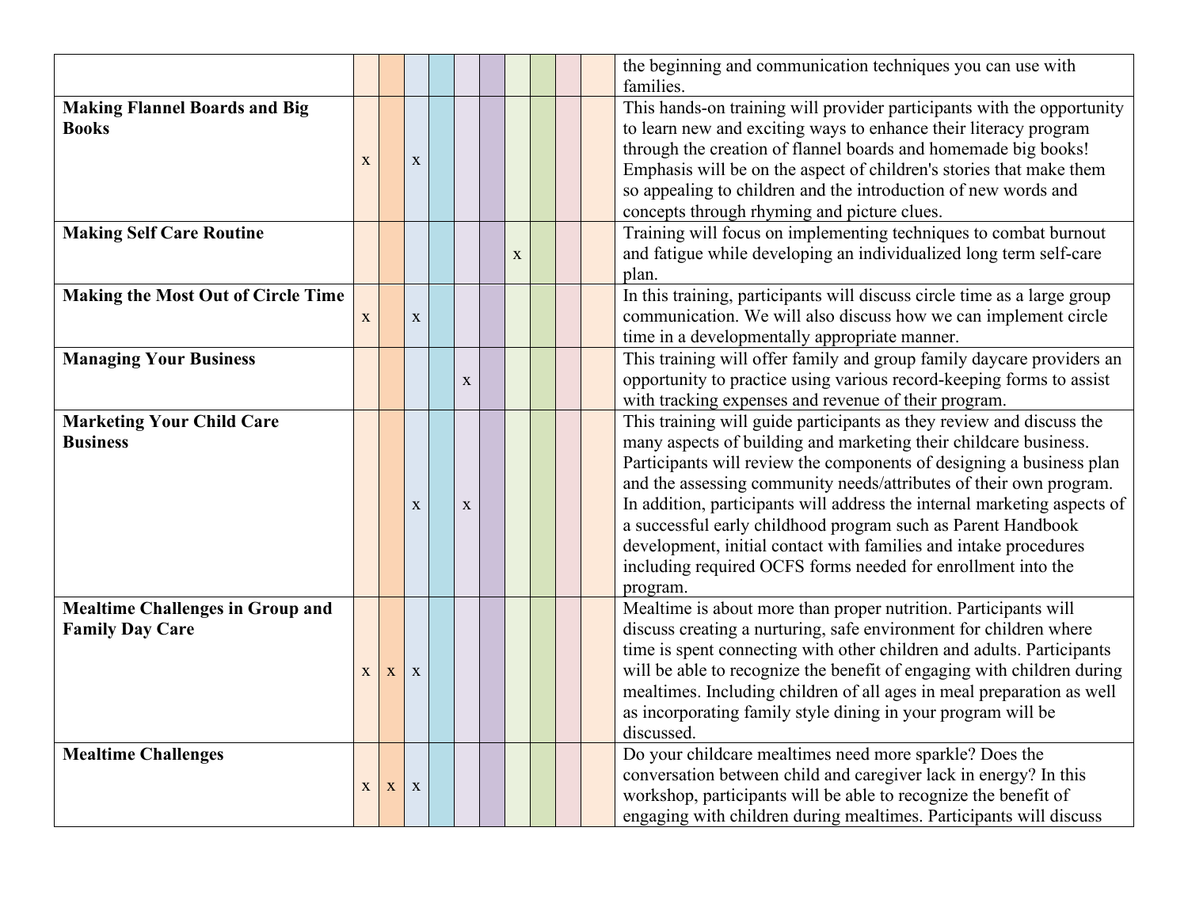| | | | | | | | | | | | |
|---|---|---|---|---|---|---|---|---|---|---|---|
| | | | | | | | | | | | the beginning and communication techniques you can use with families. |
| **Making Flannel Boards and Big Books** | x | | x | | | | | | | | This hands-on training will provider participants with the opportunity to learn new and exciting ways to enhance their literacy program through the creation of flannel boards and homemade big books! Emphasis will be on the aspect of children's stories that make them so appealing to children and the introduction of new words and concepts through rhyming and picture clues. |
| **Making Self Care Routine** | | | | | | | x | | | | Training will focus on implementing techniques to combat burnout and fatigue while developing an individualized long term self-care plan. |
| **Making the Most Out of Circle Time** | x | | x | | | | | | | | In this training, participants will discuss circle time as a large group communication. We will also discuss how we can implement circle time in a developmentally appropriate manner. |
| **Managing Your Business** | | | | | x | | | | | | This training will offer family and group family daycare providers an opportunity to practice using various record-keeping forms to assist with tracking expenses and revenue of their program. |
| **Marketing Your Child Care Business** | | | x | | x | | | | | | This training will guide participants as they review and discuss the many aspects of building and marketing their childcare business. Participants will review the components of designing a business plan and the assessing community needs/attributes of their own program. In addition, participants will address the internal marketing aspects of a successful early childhood program such as Parent Handbook development, initial contact with families and intake procedures including required OCFS forms needed for enrollment into the program. |
| **Mealtime Challenges in Group and Family Day Care** | x | x | x | | | | | | | | Mealtime is about more than proper nutrition. Participants will discuss creating a nurturing, safe environment for children where time is spent connecting with other children and adults. Participants will be able to recognize the benefit of engaging with children during mealtimes. Including children of all ages in meal preparation as well as incorporating family style dining in your program will be discussed. |
| **Mealtime Challenges** | x | x | x | | | | | | | | Do your childcare mealtimes need more sparkle? Does the conversation between child and caregiver lack in energy? In this workshop, participants will be able to recognize the benefit of engaging with children during mealtimes. Participants will discuss |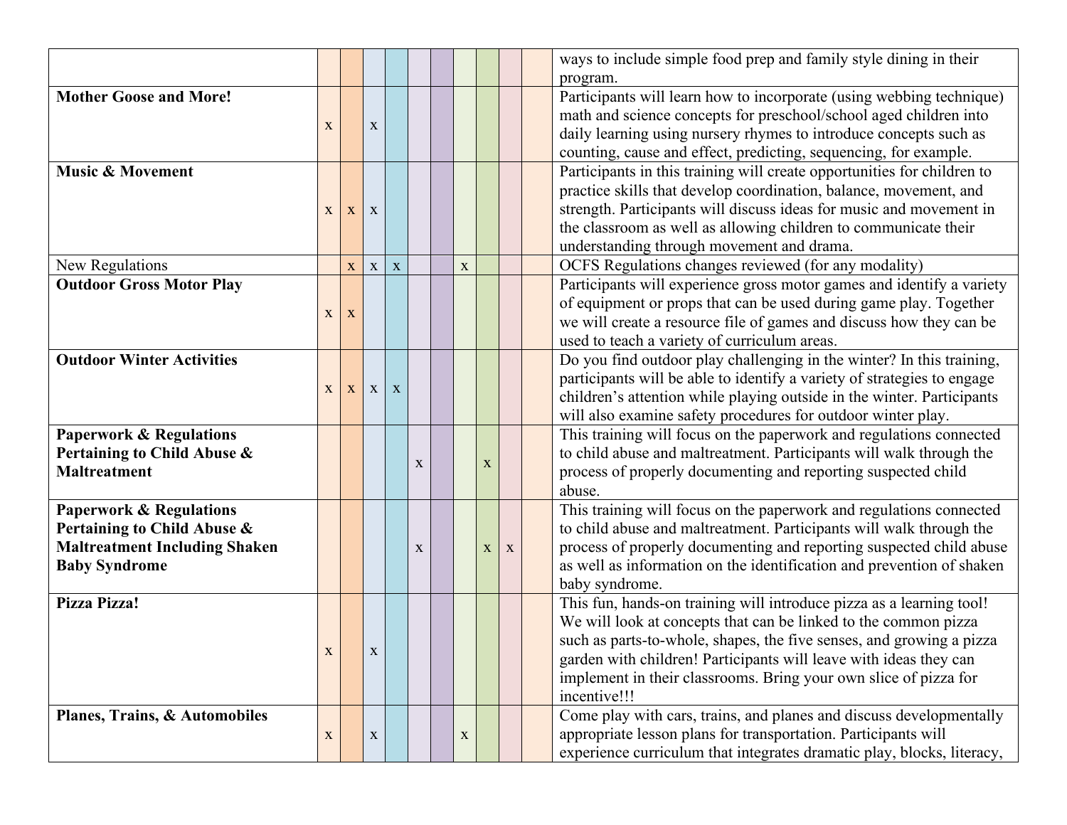| | | | | | | | | | | | |
|---|---|---|---|---|---|---|---|---|---|---|---|
| | | | | | | | | | | | ways to include simple food prep and family style dining in their program. |
| **Mother Goose and More!** | x | | x | | | | | | | | Participants will learn how to incorporate (using webbing technique) math and science concepts for preschool/school aged children into daily learning using nursery rhymes to introduce concepts such as counting, cause and effect, predicting, sequencing, for example. |
| **Music & Movement** | x | x | x | | | | | | | | Participants in this training will create opportunities for children to practice skills that develop coordination, balance, movement, and strength. Participants will discuss ideas for music and movement in the classroom as well as allowing children to communicate their understanding through movement and drama. |
| New Regulations | | x | x | x | | | x | | | | OCFS Regulations changes reviewed (for any modality) |
| **Outdoor Gross Motor Play** | x | x | | | | | | | | | Participants will experience gross motor games and identify a variety of equipment or props that can be used during game play. Together we will create a resource file of games and discuss how they can be used to teach a variety of curriculum areas. |
| **Outdoor Winter Activities** | x | x | x | x | | | | | | | Do you find outdoor play challenging in the winter? In this training, participants will be able to identify a variety of strategies to engage children's attention while playing outside in the winter. Participants will also examine safety procedures for outdoor winter play. |
| **Paperwork & Regulations Pertaining to Child Abuse & Maltreatment** | | | | | x | | | x | | | This training will focus on the paperwork and regulations connected to child abuse and maltreatment. Participants will walk through the process of properly documenting and reporting suspected child abuse. |
| **Paperwork & Regulations Pertaining to Child Abuse & Maltreatment Including Shaken Baby Syndrome** | | | | | x | | | x | x | | This training will focus on the paperwork and regulations connected to child abuse and maltreatment. Participants will walk through the process of properly documenting and reporting suspected child abuse as well as information on the identification and prevention of shaken baby syndrome. |
| **Pizza Pizza!** | x | | x | | | | | | | | This fun, hands-on training will introduce pizza as a learning tool! We will look at concepts that can be linked to the common pizza such as parts-to-whole, shapes, the five senses, and growing a pizza garden with children! Participants will leave with ideas they can implement in their classrooms. Bring your own slice of pizza for incentive!!! |
| **Planes, Trains, & Automobiles** | x | | x | | | | x | | | | Come play with cars, trains, and planes and discuss developmentally appropriate lesson plans for transportation. Participants will experience curriculum that integrates dramatic play, blocks, literacy, |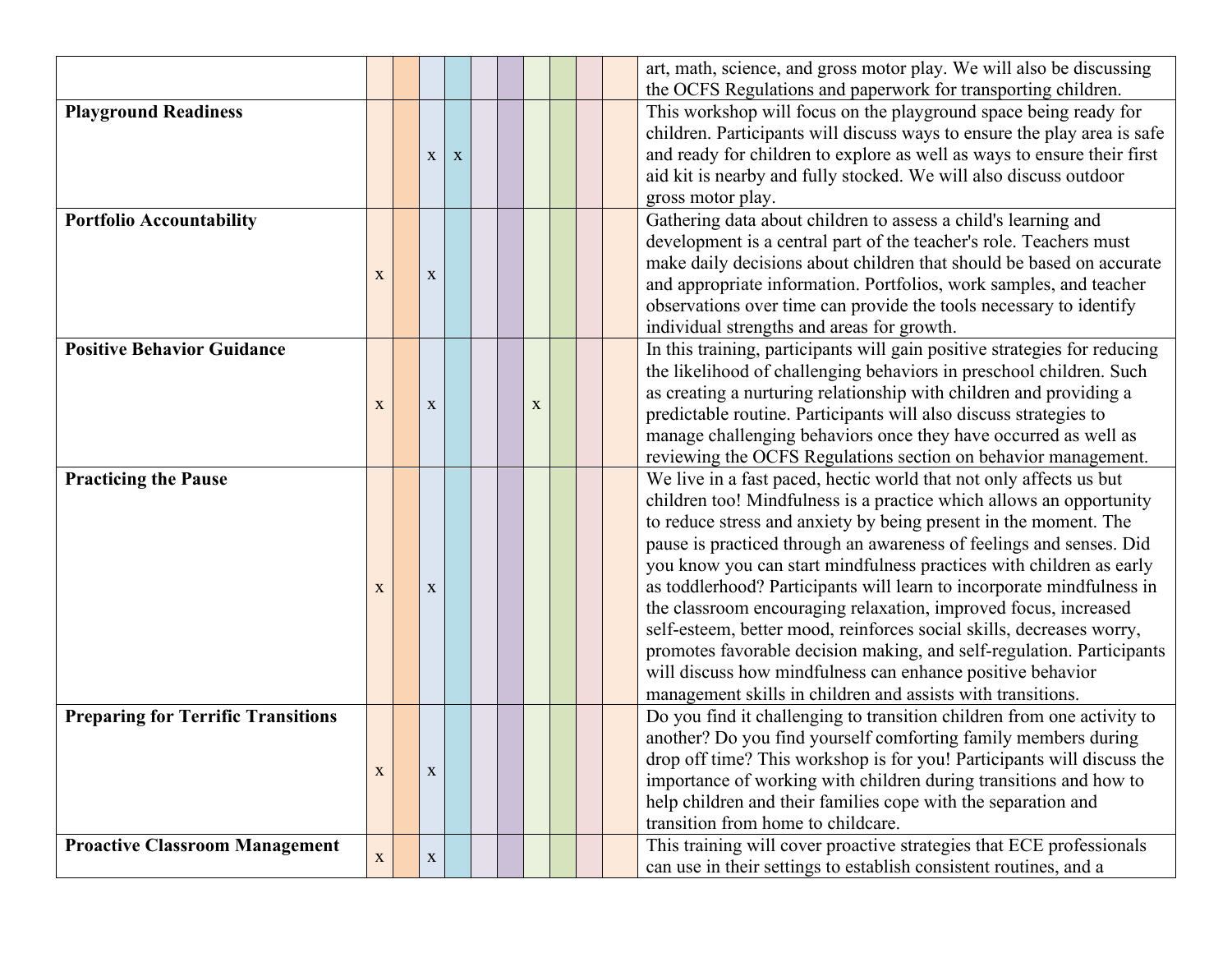| | | | | | | | | | | | |
|---|---|---|---|---|---|---|---|---|---|---|---|
| | | | | | | | | | | | art, math, science, and gross motor play. We will also be discussing the OCFS Regulations and paperwork for transporting children. |
| **Playground Readiness** | | | x | x | | | | | | | This workshop will focus on the playground space being ready for children. Participants will discuss ways to ensure the play area is safe and ready for children to explore as well as ways to ensure their first aid kit is nearby and fully stocked. We will also discuss outdoor gross motor play. |
| **Portfolio Accountability** | x | | x | | | | | | | | Gathering data about children to assess a child's learning and development is a central part of the teacher's role. Teachers must make daily decisions about children that should be based on accurate and appropriate information. Portfolios, work samples, and teacher observations over time can provide the tools necessary to identify individual strengths and areas for growth. |
| **Positive Behavior Guidance** | x | | x | | | | x | | | | In this training, participants will gain positive strategies for reducing the likelihood of challenging behaviors in preschool children. Such as creating a nurturing relationship with children and providing a predictable routine. Participants will also discuss strategies to manage challenging behaviors once they have occurred as well as reviewing the OCFS Regulations section on behavior management. |
| **Practicing the Pause** | x | | x | | | | | | | | We live in a fast paced, hectic world that not only affects us but children too! Mindfulness is a practice which allows an opportunity to reduce stress and anxiety by being present in the moment. The pause is practiced through an awareness of feelings and senses. Did you know you can start mindfulness practices with children as early as toddlerhood? Participants will learn to incorporate mindfulness in the classroom encouraging relaxation, improved focus, increased self-esteem, better mood, reinforces social skills, decreases worry, promotes favorable decision making, and self-regulation. Participants will discuss how mindfulness can enhance positive behavior management skills in children and assists with transitions. |
| **Preparing for Terrific Transitions** | x | | x | | | | | | | | Do you find it challenging to transition children from one activity to another? Do you find yourself comforting family members during drop off time? This workshop is for you! Participants will discuss the importance of working with children during transitions and how to help children and their families cope with the separation and transition from home to childcare. |
| **Proactive Classroom Management** | x | | x | | | | | | | | This training will cover proactive strategies that ECE professionals can use in their settings to establish consistent routines, and a |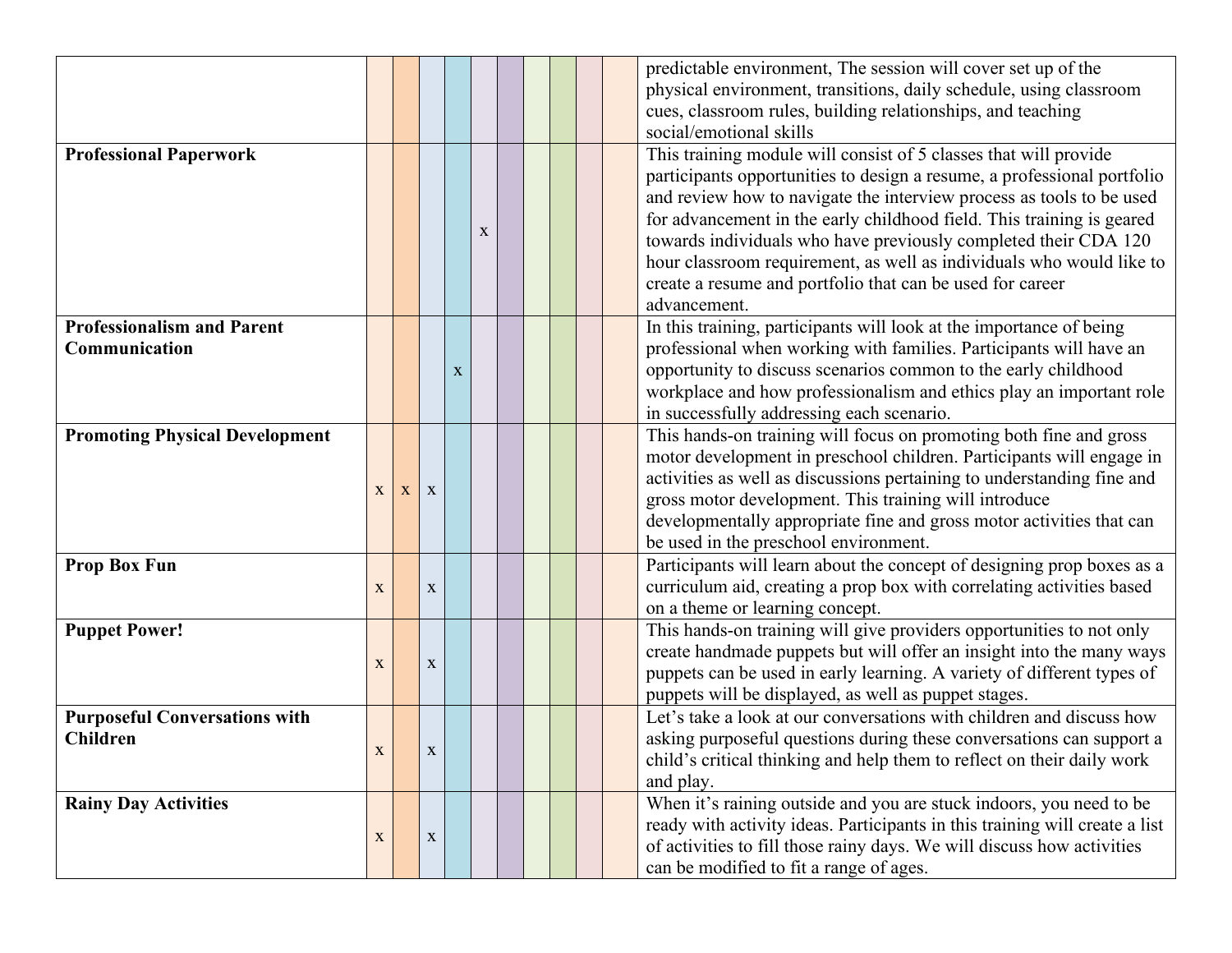| | | | | | | | | | | | |
|---|---|---|---|---|---|---|---|---|---|---|---|
| | | | | | | | | | | | predictable environment, The session will cover set up of the physical environment, transitions, daily schedule, using classroom cues, classroom rules, building relationships, and teaching social/emotional skills |
| **Professional Paperwork** | | | | | x | | | | | | This training module will consist of 5 classes that will provide participants opportunities to design a resume, a professional portfolio and review how to navigate the interview process as tools to be used for advancement in the early childhood field. This training is geared towards individuals who have previously completed their CDA 120 hour classroom requirement, as well as individuals who would like to create a resume and portfolio that can be used for career advancement. |
| **Professionalism and Parent Communication** | | | | x | | | | | | | In this training, participants will look at the importance of being professional when working with families. Participants will have an opportunity to discuss scenarios common to the early childhood workplace and how professionalism and ethics play an important role in successfully addressing each scenario. |
| **Promoting Physical Development** | x | x | x | | | | | | | | This hands-on training will focus on promoting both fine and gross motor development in preschool children. Participants will engage in activities as well as discussions pertaining to understanding fine and gross motor development. This training will introduce developmentally appropriate fine and gross motor activities that can be used in the preschool environment. |
| **Prop Box Fun** | x | | x | | | | | | | | Participants will learn about the concept of designing prop boxes as a curriculum aid, creating a prop box with correlating activities based on a theme or learning concept. |
| **Puppet Power!** | x | | x | | | | | | | | This hands-on training will give providers opportunities to not only create handmade puppets but will offer an insight into the many ways puppets can be used in early learning. A variety of different types of puppets will be displayed, as well as puppet stages. |
| **Purposeful Conversations with Children** | x | | x | | | | | | | | Let's take a look at our conversations with children and discuss how asking purposeful questions during these conversations can support a child's critical thinking and help them to reflect on their daily work and play. |
| **Rainy Day Activities** | x | | x | | | | | | | | When it's raining outside and you are stuck indoors, you need to be ready with activity ideas. Participants in this training will create a list of activities to fill those rainy days. We will discuss how activities can be modified to fit a range of ages. |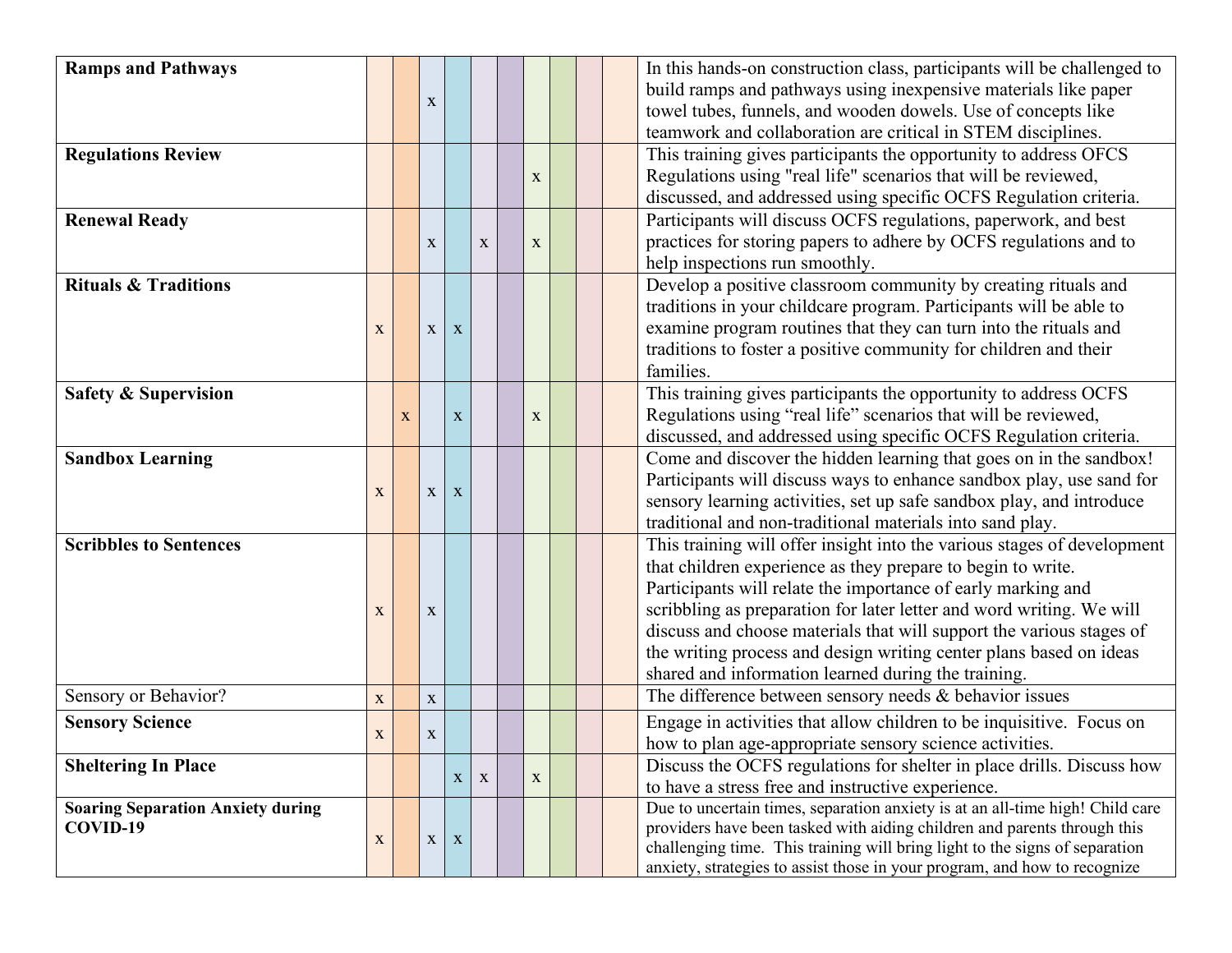| | | | | | | | | | | | |
|---|---|---|---|---|---|---|---|---|---|---|---|
| **Ramps and Pathways** | | | x | | | | | | | | In this hands-on construction class, participants will be challenged to build ramps and pathways using inexpensive materials like paper towel tubes, funnels, and wooden dowels. Use of concepts like teamwork and collaboration are critical in STEM disciplines. |
| **Regulations Review** | | | | | | | x | | | | This training gives participants the opportunity to address OFCS Regulations using "real life" scenarios that will be reviewed, discussed, and addressed using specific OCFS Regulation criteria. |
| **Renewal Ready** | | | x | | x | | x | | | | Participants will discuss OCFS regulations, paperwork, and best practices for storing papers to adhere by OCFS regulations and to help inspections run smoothly. |
| **Rituals & Traditions** | x | | x | x | | | | | | | Develop a positive classroom community by creating rituals and traditions in your childcare program. Participants will be able to examine program routines that they can turn into the rituals and traditions to foster a positive community for children and their families. |
| **Safety & Supervision** | | x | | x | | | x | | | | This training gives participants the opportunity to address OCFS Regulations using "real life" scenarios that will be reviewed, discussed, and addressed using specific OCFS Regulation criteria. |
| **Sandbox Learning** | x | | x | x | | | | | | | Come and discover the hidden learning that goes on in the sandbox! Participants will discuss ways to enhance sandbox play, use sand for sensory learning activities, set up safe sandbox play, and introduce traditional and non-traditional materials into sand play. |
| **Scribbles to Sentences** | x | | x | | | | | | | | This training will offer insight into the various stages of development that children experience as they prepare to begin to write. Participants will relate the importance of early marking and scribbling as preparation for later letter and word writing. We will discuss and choose materials that will support the various stages of the writing process and design writing center plans based on ideas shared and information learned during the training. |
| Sensory or Behavior? | x | | x | | | | | | | | The difference between sensory needs & behavior issues |
| **Sensory Science** | x | | x | | | | | | | | Engage in activities that allow children to be inquisitive. Focus on how to plan age-appropriate sensory science activities. |
| **Sheltering In Place** | | | | x | x | | x | | | | Discuss the OCFS regulations for shelter in place drills. Discuss how to have a stress free and instructive experience. |
| **Soaring Separation Anxiety during COVID-19** | x | | x | x | | | | | | | Due to uncertain times, separation anxiety is at an all-time high! Child care providers have been tasked with aiding children and parents through this challenging time. This training will bring light to the signs of separation anxiety, strategies to assist those in your program, and how to recognize |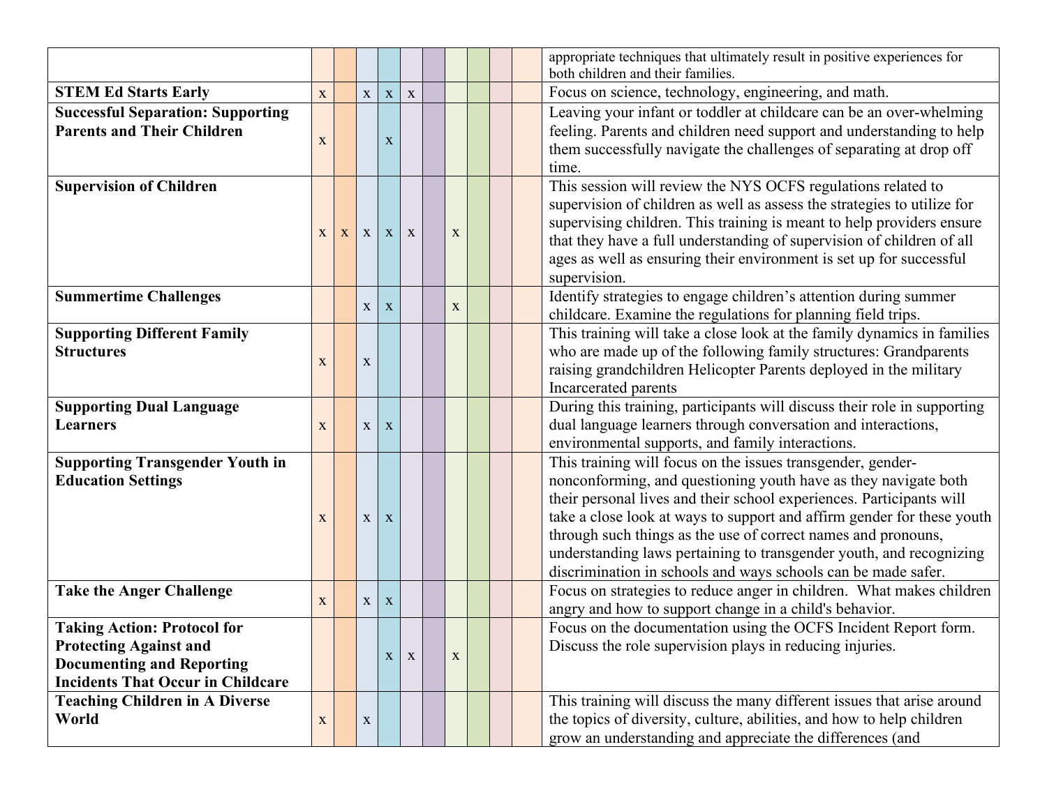| | | | | | | | | | | | |
|---|---|---|---|---|---|---|---|---|---|---|---|
| | | | | | | | | | | | appropriate techniques that ultimately result in positive experiences for both children and their families. |
| **STEM Ed Starts Early** | x | | x | x | x | | | | | | Focus on science, technology, engineering, and math. |
| **Successful Separation: Supporting Parents and Their Children** | x | | | x | | | | | | | Leaving your infant or toddler at childcare can be an over-whelming feeling. Parents and children need support and understanding to help them successfully navigate the challenges of separating at drop off time. |
| **Supervision of Children** | x | x | x | x | x | | x | | | | This session will review the NYS OCFS regulations related to supervision of children as well as assess the strategies to utilize for supervising children. This training is meant to help providers ensure that they have a full understanding of supervision of children of all ages as well as ensuring their environment is set up for successful supervision. |
| **Summertime Challenges** | | | x | x | | | x | | | | Identify strategies to engage children's attention during summer childcare. Examine the regulations for planning field trips. |
| **Supporting Different Family Structures** | x | | x | | | | | | | | This training will take a close look at the family dynamics in families who are made up of the following family structures: Grandparents raising grandchildren Helicopter Parents deployed in the military Incarcerated parents |
| **Supporting Dual Language Learners** | x | | x | x | | | | | | | During this training, participants will discuss their role in supporting dual language learners through conversation and interactions, environmental supports, and family interactions. |
| **Supporting Transgender Youth in Education Settings** | x | | x | x | | | | | | | This training will focus on the issues transgender, gender-nonconforming, and questioning youth have as they navigate both their personal lives and their school experiences. Participants will take a close look at ways to support and affirm gender for these youth through such things as the use of correct names and pronouns, understanding laws pertaining to transgender youth, and recognizing discrimination in schools and ways schools can be made safer. |
| **Take the Anger Challenge** | x | | x | x | | | | | | | Focus on strategies to reduce anger in children. What makes children angry and how to support change in a child's behavior. |
| **Taking Action: Protocol for Protecting Against and Documenting and Reporting Incidents That Occur in Childcare** | | | | x | x | | x | | | | Focus on the documentation using the OCFS Incident Report form. Discuss the role supervision plays in reducing injuries. |
| **Teaching Children in A Diverse World** | x | | x | | | | | | | | This training will discuss the many different issues that arise around the topics of diversity, culture, abilities, and how to help children grow an understanding and appreciate the differences (and |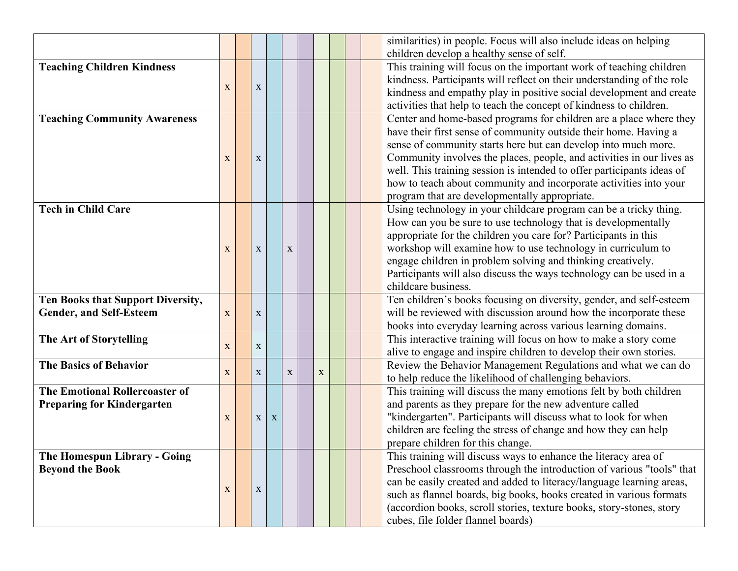| | | | | | | | | | | | |
|---|---|---|---|---|---|---|---|---|---|---|---|
| | | | | | | | | | | | similarities) in people. Focus will also include ideas on helping children develop a healthy sense of self. |
| **Teaching Children Kindness** | x | | x | | | | | | | | This training will focus on the important work of teaching children kindness. Participants will reflect on their understanding of the role kindness and empathy play in positive social development and create activities that help to teach the concept of kindness to children. |
| **Teaching Community Awareness** | x | | x | | | | | | | | Center and home-based programs for children are a place where they have their first sense of community outside their home. Having a sense of community starts here but can develop into much more. Community involves the places, people, and activities in our lives as well. This training session is intended to offer participants ideas of how to teach about community and incorporate activities into your program that are developmentally appropriate. |
| **Tech in Child Care** | x | | x | | x | | | | | | Using technology in your childcare program can be a tricky thing. How can you be sure to use technology that is developmentally appropriate for the children you care for? Participants in this workshop will examine how to use technology in curriculum to engage children in problem solving and thinking creatively. Participants will also discuss the ways technology can be used in a childcare business. |
| **Ten Books that Support Diversity, Gender, and Self-Esteem** | x | | x | | | | | | | | Ten children's books focusing on diversity, gender, and self-esteem will be reviewed with discussion around how the incorporate these books into everyday learning across various learning domains. |
| **The Art of Storytelling** | x | | x | | | | | | | | This interactive training will focus on how to make a story come alive to engage and inspire children to develop their own stories. |
| **The Basics of Behavior** | x | | x | | x | | x | | | | Review the Behavior Management Regulations and what we can do to help reduce the likelihood of challenging behaviors. |
| **The Emotional Rollercoaster of Preparing for Kindergarten** | x | | x | x | | | | | | | This training will discuss the many emotions felt by both children and parents as they prepare for the new adventure called "kindergarten". Participants will discuss what to look for when children are feeling the stress of change and how they can help prepare children for this change. |
| **The Homespun Library - Going Beyond the Book** | x | | x | | | | | | | | This training will discuss ways to enhance the literacy area of Preschool classrooms through the introduction of various "tools" that can be easily created and added to literacy/language learning areas, such as flannel boards, big books, books created in various formats (accordion books, scroll stories, texture books, story-stones, story cubes, file folder flannel boards) |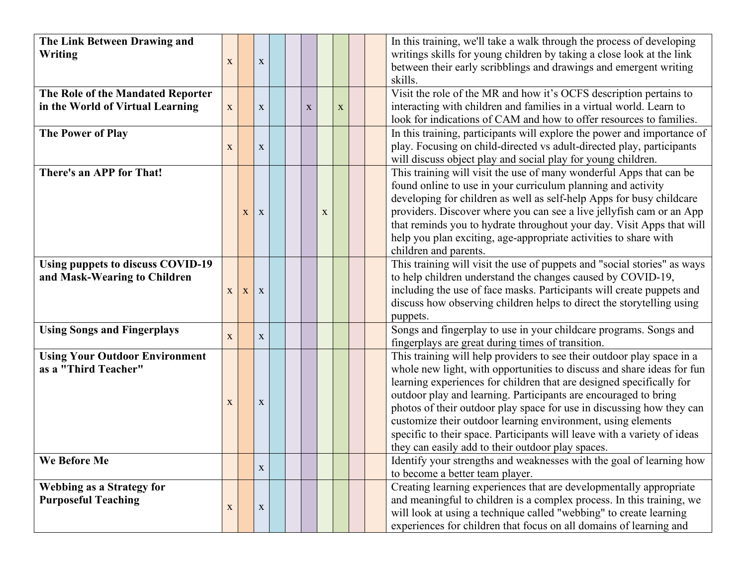| | | | | | | | | | | | |
|---|---|---|---|---|---|---|---|---|---|---|---|
| **The Link Between Drawing and Writing** | x | | x | | | | | | | | In this training, we'll take a walk through the process of developing writings skills for young children by taking a close look at the link between their early scribblings and drawings and emergent writing skills. |
| **The Role of the Mandated Reporter in the World of Virtual Learning** | x | | x | | | x | | x | | | Visit the role of the MR and how it's OCFS description pertains to interacting with children and families in a virtual world. Learn to look for indications of CAM and how to offer resources to families. |
| **The Power of Play** | x | | x | | | | | | | | In this training, participants will explore the power and importance of play. Focusing on child-directed vs adult-directed play, participants will discuss object play and social play for young children. |
| **There's an APP for That!** | | x | x | | | | x | | | | This training will visit the use of many wonderful Apps that can be found online to use in your curriculum planning and activity developing for children as well as self-help Apps for busy childcare providers. Discover where you can see a live jellyfish cam or an App that reminds you to hydrate throughout your day. Visit Apps that will help you plan exciting, age-appropriate activities to share with children and parents. |
| **Using puppets to discuss COVID-19 and Mask-Wearing to Children** | x | x | x | | | | | | | | This training will visit the use of puppets and "social stories" as ways to help children understand the changes caused by COVID-19, including the use of face masks. Participants will create puppets and discuss how observing children helps to direct the storytelling using puppets. |
| **Using Songs and Fingerplays** | x | | x | | | | | | | | Songs and fingerplay to use in your childcare programs. Songs and fingerplays are great during times of transition. |
| **Using Your Outdoor Environment as a "Third Teacher"** | x | | x | | | | | | | | This training will help providers to see their outdoor play space in a whole new light, with opportunities to discuss and share ideas for fun learning experiences for children that are designed specifically for outdoor play and learning. Participants are encouraged to bring photos of their outdoor play space for use in discussing how they can customize their outdoor learning environment, using elements specific to their space. Participants will leave with a variety of ideas they can easily add to their outdoor play spaces. |
| **We Before Me** | | | x | | | | | | | | Identify your strengths and weaknesses with the goal of learning how to become a better team player. |
| **Webbing as a Strategy for Purposeful Teaching** | x | | x | | | | | | | | Creating learning experiences that are developmentally appropriate and meaningful to children is a complex process. In this training, we will look at using a technique called "webbing" to create learning experiences for children that focus on all domains of learning and |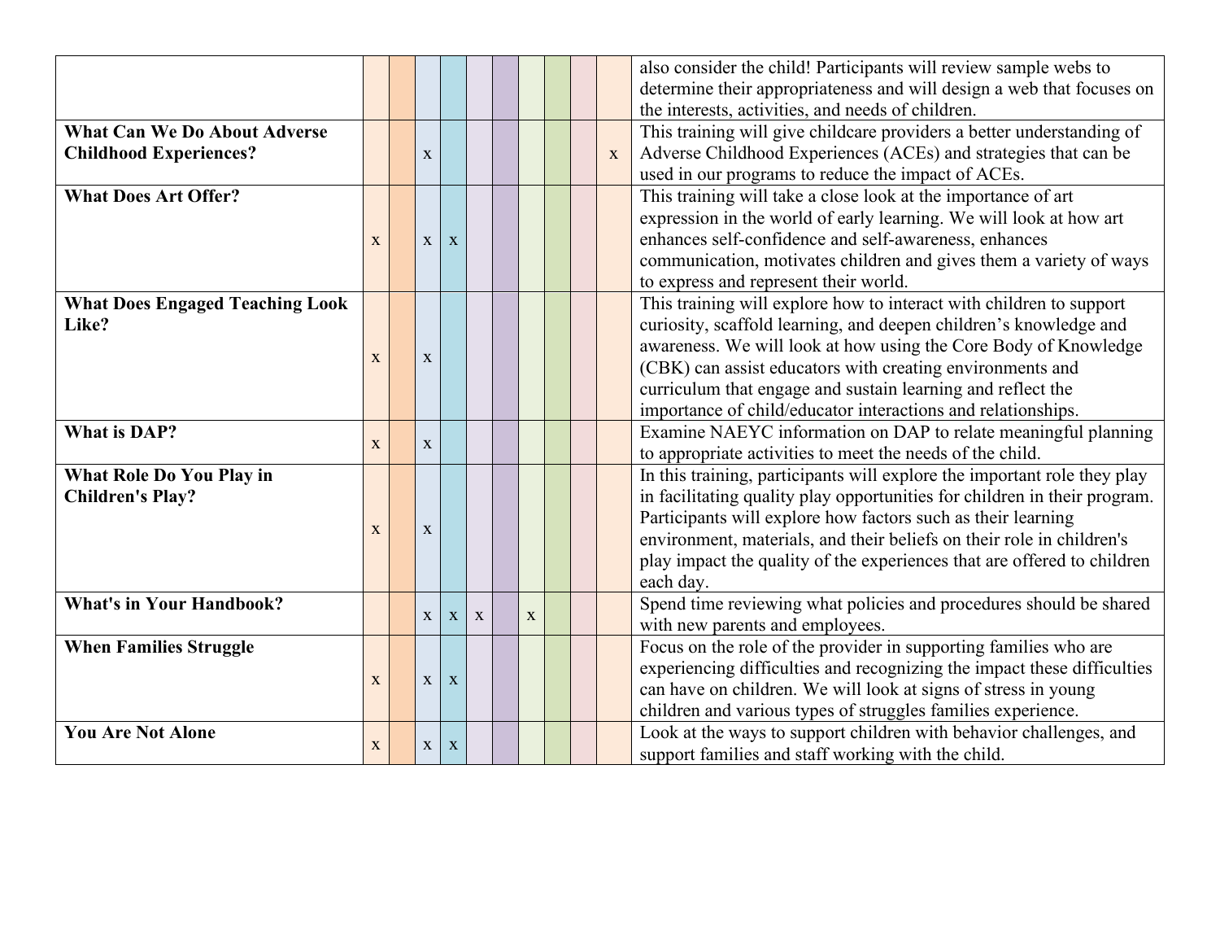| | | | | | | | | | | | |
|---|---|---|---|---|---|---|---|---|---|---|---|
| | | | | | | | | | | | also consider the child! Participants will review sample webs to determine their appropriateness and will design a web that focuses on the interests, activities, and needs of children. |
| **What Can We Do About Adverse Childhood Experiences?** | | | x | | | | | | | x | This training will give childcare providers a better understanding of Adverse Childhood Experiences (ACEs) and strategies that can be used in our programs to reduce the impact of ACEs. |
| **What Does Art Offer?** | x | | x | x | | | | | | | This training will take a close look at the importance of art expression in the world of early learning. We will look at how art enhances self-confidence and self-awareness, enhances communication, motivates children and gives them a variety of ways to express and represent their world. |
| **What Does Engaged Teaching Look Like?** | x | | x | | | | | | | | This training will explore how to interact with children to support curiosity, scaffold learning, and deepen children's knowledge and awareness. We will look at how using the Core Body of Knowledge (CBK) can assist educators with creating environments and curriculum that engage and sustain learning and reflect the importance of child/educator interactions and relationships. |
| **What is DAP?** | x | | x | | | | | | | | Examine NAEYC information on DAP to relate meaningful planning to appropriate activities to meet the needs of the child. |
| **What Role Do You Play in Children's Play?** | x | | x | | | | | | | | In this training, participants will explore the important role they play in facilitating quality play opportunities for children in their program. Participants will explore how factors such as their learning environment, materials, and their beliefs on their role in children's play impact the quality of the experiences that are offered to children each day. |
| **What's in Your Handbook?** | | | x | x | x | | x | | | | Spend time reviewing what policies and procedures should be shared with new parents and employees. |
| **When Families Struggle** | x | | x | x | | | | | | | Focus on the role of the provider in supporting families who are experiencing difficulties and recognizing the impact these difficulties can have on children. We will look at signs of stress in young children and various types of struggles families experience. |
| **You Are Not Alone** | x | | x | x | | | | | | | Look at the ways to support children with behavior challenges, and support families and staff working with the child. |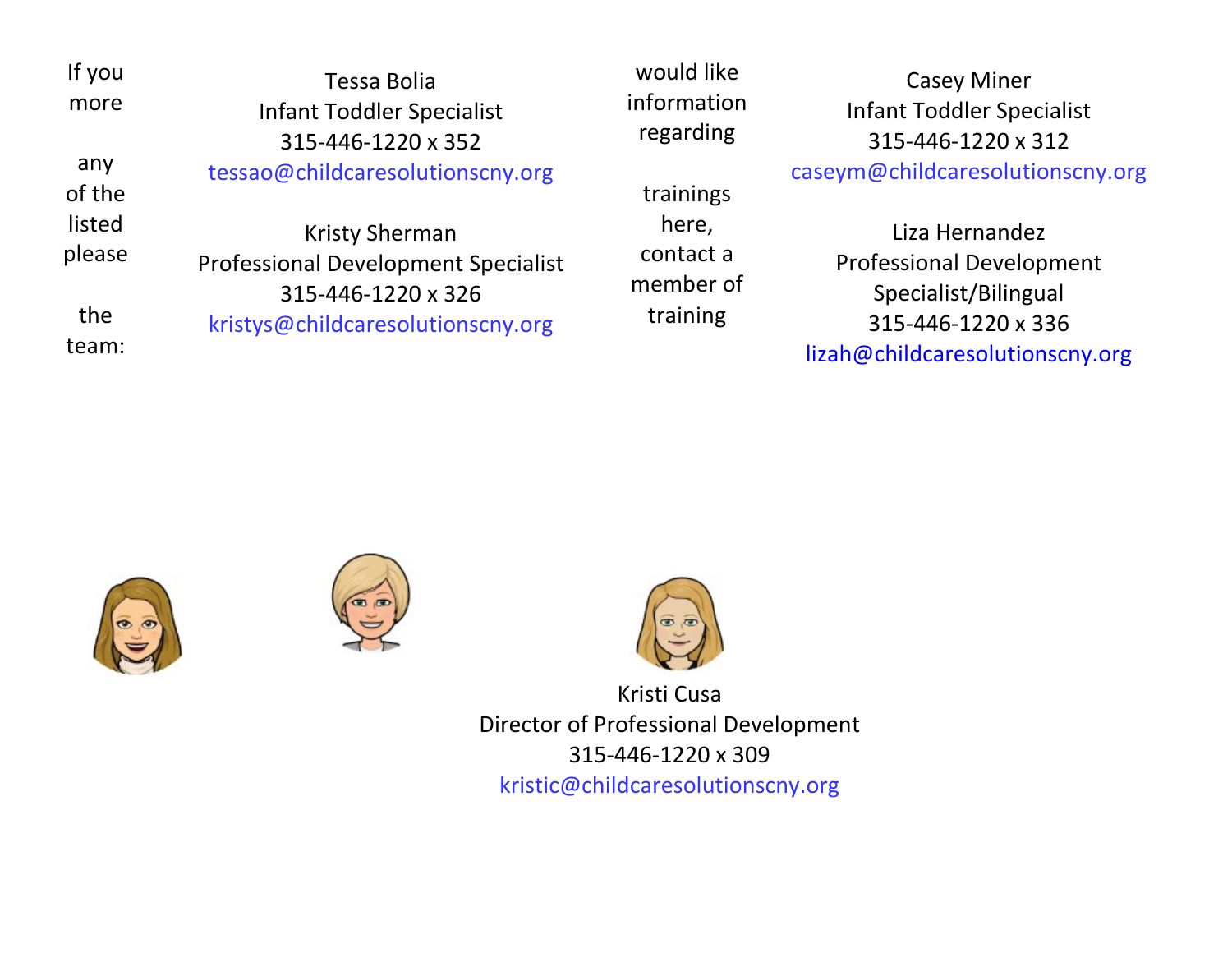If you would like more information regarding any of the trainings listed here, please contact a member of the training team:

Tessa Bolia
Infant Toddler Specialist
315-446-1220 x 352
tessao@childcaresolutionscny.org

Kristy Sherman
Professional Development Specialist
315-446-1220 x 326
kristys@childcaresolutionscny.org

Casey Miner
Infant Toddler Specialist
315-446-1220 x 312
caseym@childcaresolutionscny.org

Liza Hernandez
Professional Development Specialist/Bilingual
315-446-1220 x 336
lizah@childcaresolutionscny.org

Kristi Cusa
Director of Professional Development
315-446-1220 x 309
kristic@childcaresolutionscny.org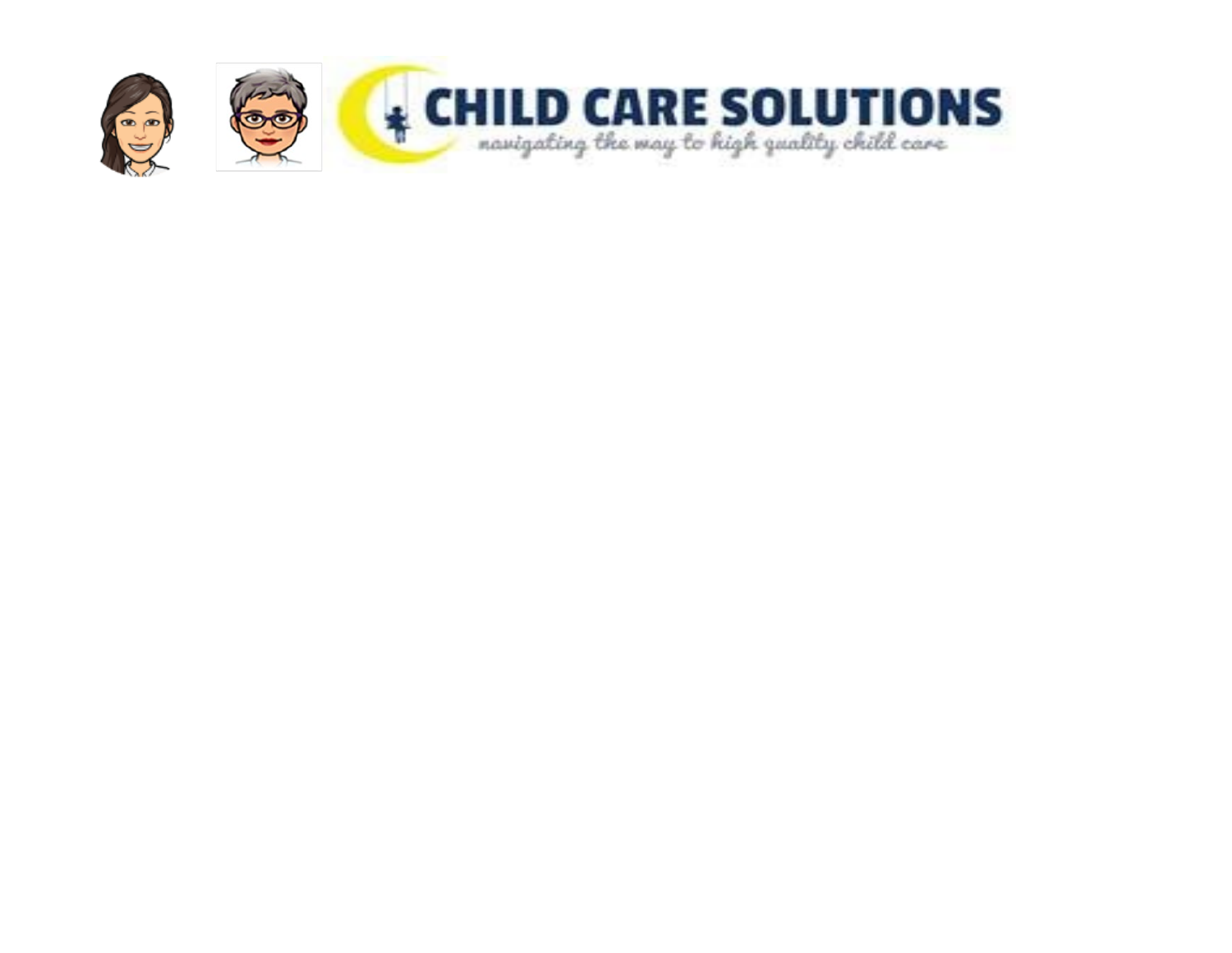CHILD CARE SOLUTIONS

navigating the way to high quality child care